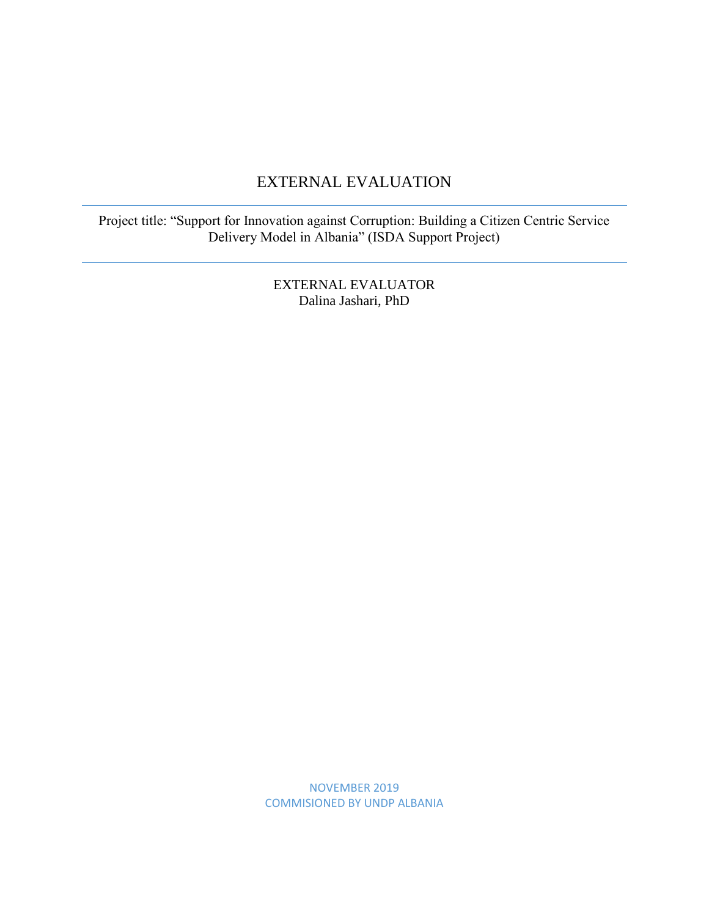# EXTERNAL EVALUATION

---

Project title: "Support for Innovation against Corruption: Building a Citizen Centric Service Delivery Model in Albania" (ISDA Support Project)

---

EXTERNAL EVALUATOR
Dalina Jashari, PhD

NOVEMBER 2019
COMMISIONED BY UNDP ALBANIA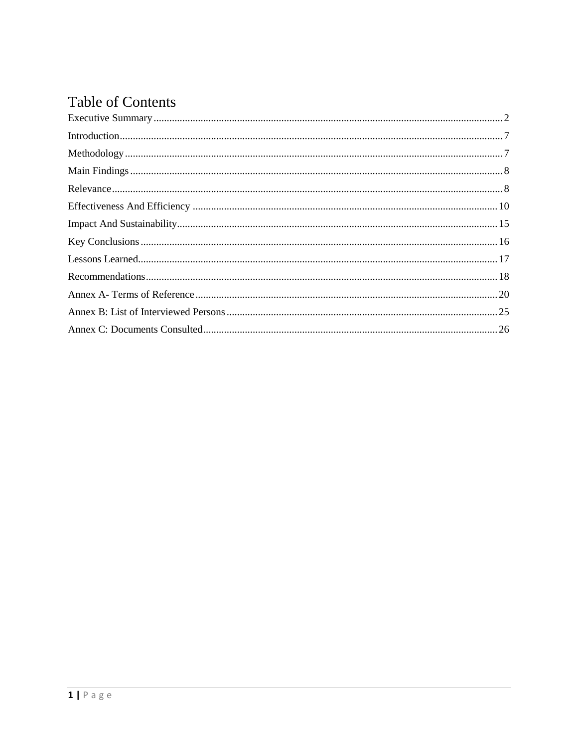# Table of Contents

Executive Summary ..... 2

Introduction ..... 7

Methodology ..... 7

Main Findings ..... 8

Relevance ..... 8

Effectiveness And Efficiency ..... 10

Impact And Sustainability ..... 15

Key Conclusions ..... 16

Lessons Learned ..... 17

Recommendations ..... 18

Annex A- Terms of Reference ..... 20

Annex B: List of Interviewed Persons ..... 25

Annex C: Documents Consulted ..... 26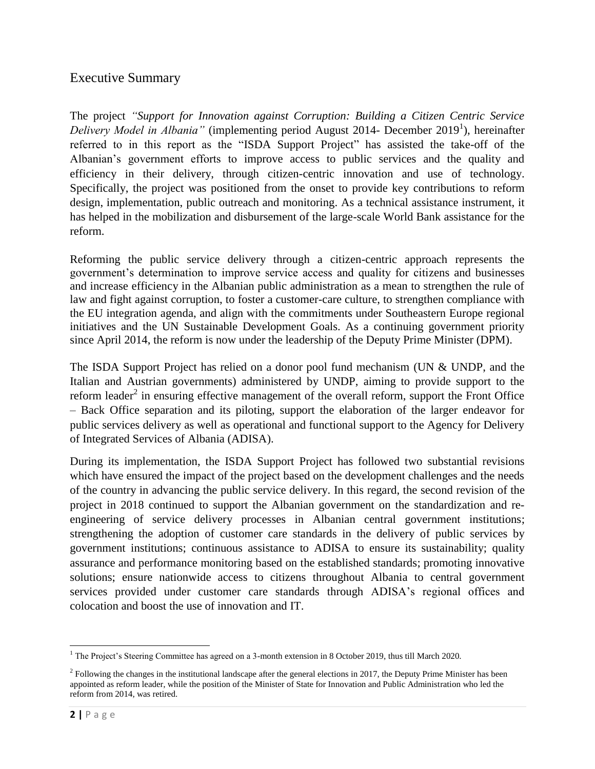## Executive Summary

The project *"Support for Innovation against Corruption: Building a Citizen Centric Service Delivery Model in Albania"* (implementing period August 2014- December 2019[1]), hereinafter referred to in this report as the "ISDA Support Project" has assisted the take-off of the Albanian's government efforts to improve access to public services and the quality and efficiency in their delivery, through citizen-centric innovation and use of technology. Specifically, the project was positioned from the onset to provide key contributions to reform design, implementation, public outreach and monitoring. As a technical assistance instrument, it has helped in the mobilization and disbursement of the large-scale World Bank assistance for the reform.

Reforming the public service delivery through a citizen-centric approach represents the government's determination to improve service access and quality for citizens and businesses and increase efficiency in the Albanian public administration as a mean to strengthen the rule of law and fight against corruption, to foster a customer-care culture, to strengthen compliance with the EU integration agenda, and align with the commitments under Southeastern Europe regional initiatives and the UN Sustainable Development Goals. As a continuing government priority since April 2014, the reform is now under the leadership of the Deputy Prime Minister (DPM).

The ISDA Support Project has relied on a donor pool fund mechanism (UN & UNDP, and the Italian and Austrian governments) administered by UNDP, aiming to provide support to the reform leader[2] in ensuring effective management of the overall reform, support the Front Office – Back Office separation and its piloting, support the elaboration of the larger endeavor for public services delivery as well as operational and functional support to the Agency for Delivery of Integrated Services of Albania (ADISA).

During its implementation, the ISDA Support Project has followed two substantial revisions which have ensured the impact of the project based on the development challenges and the needs of the country in advancing the public service delivery. In this regard, the second revision of the project in 2018 continued to support the Albanian government on the standardization and re-engineering of service delivery processes in Albanian central government institutions; strengthening the adoption of customer care standards in the delivery of public services by government institutions; continuous assistance to ADISA to ensure its sustainability; quality assurance and performance monitoring based on the established standards; promoting innovative solutions; ensure nationwide access to citizens throughout Albania to central government services provided under customer care standards through ADISA's regional offices and colocation and boost the use of innovation and IT.

---

[1] The Project's Steering Committee has agreed on a 3-month extension in 8 October 2019, thus till March 2020.

[2] Following the changes in the institutional landscape after the general elections in 2017, the Deputy Prime Minister has been appointed as reform leader, while the position of the Minister of State for Innovation and Public Administration who led the reform from 2014, was retired.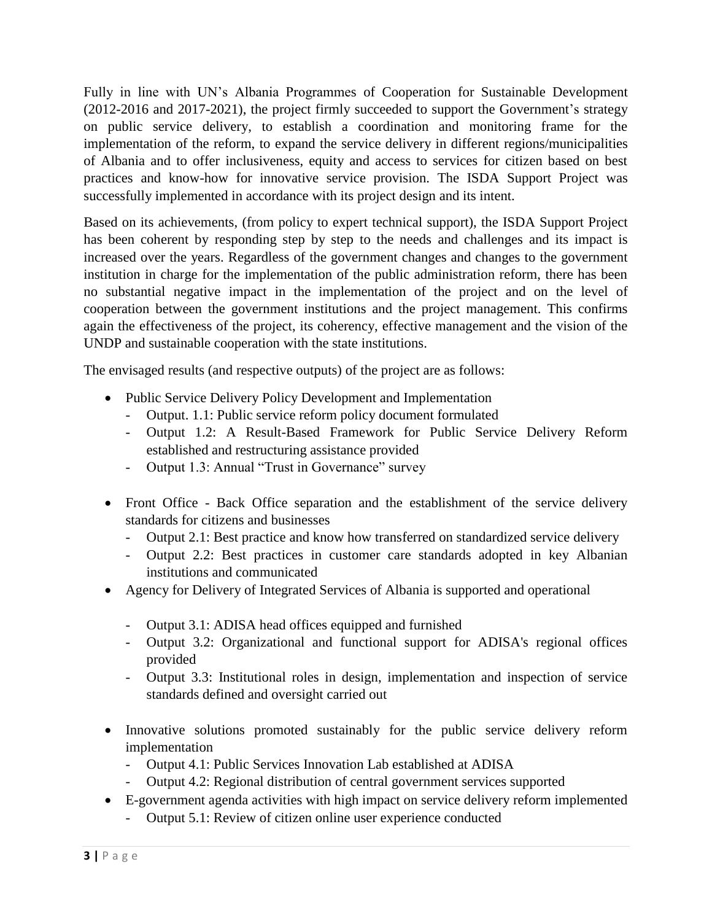Fully in line with UN's Albania Programmes of Cooperation for Sustainable Development (2012-2016 and 2017-2021), the project firmly succeeded to support the Government's strategy on public service delivery, to establish a coordination and monitoring frame for the implementation of the reform, to expand the service delivery in different regions/municipalities of Albania and to offer inclusiveness, equity and access to services for citizen based on best practices and know-how for innovative service provision. The ISDA Support Project was successfully implemented in accordance with its project design and its intent.

Based on its achievements, (from policy to expert technical support), the ISDA Support Project has been coherent by responding step by step to the needs and challenges and its impact is increased over the years. Regardless of the government changes and changes to the government institution in charge for the implementation of the public administration reform, there has been no substantial negative impact in the implementation of the project and on the level of cooperation between the government institutions and the project management. This confirms again the effectiveness of the project, its coherency, effective management and the vision of the UNDP and sustainable cooperation with the state institutions.

The envisaged results (and respective outputs) of the project are as follows:

- Public Service Delivery Policy Development and Implementation
    - Output. 1.1: Public service reform policy document formulated
    - Output 1.2: A Result-Based Framework for Public Service Delivery Reform established and restructuring assistance provided
    - Output 1.3: Annual "Trust in Governance" survey
- Front Office - Back Office separation and the establishment of the service delivery standards for citizens and businesses
    - Output 2.1: Best practice and know how transferred on standardized service delivery
    - Output 2.2: Best practices in customer care standards adopted in key Albanian institutions and communicated
- Agency for Delivery of Integrated Services of Albania is supported and operational
    - Output 3.1: ADISA head offices equipped and furnished
    - Output 3.2: Organizational and functional support for ADISA's regional offices provided
    - Output 3.3: Institutional roles in design, implementation and inspection of service standards defined and oversight carried out
- Innovative solutions promoted sustainably for the public service delivery reform implementation
    - Output 4.1: Public Services Innovation Lab established at ADISA
    - Output 4.2: Regional distribution of central government services supported
- E-government agenda activities with high impact on service delivery reform implemented
    - Output 5.1: Review of citizen online user experience conducted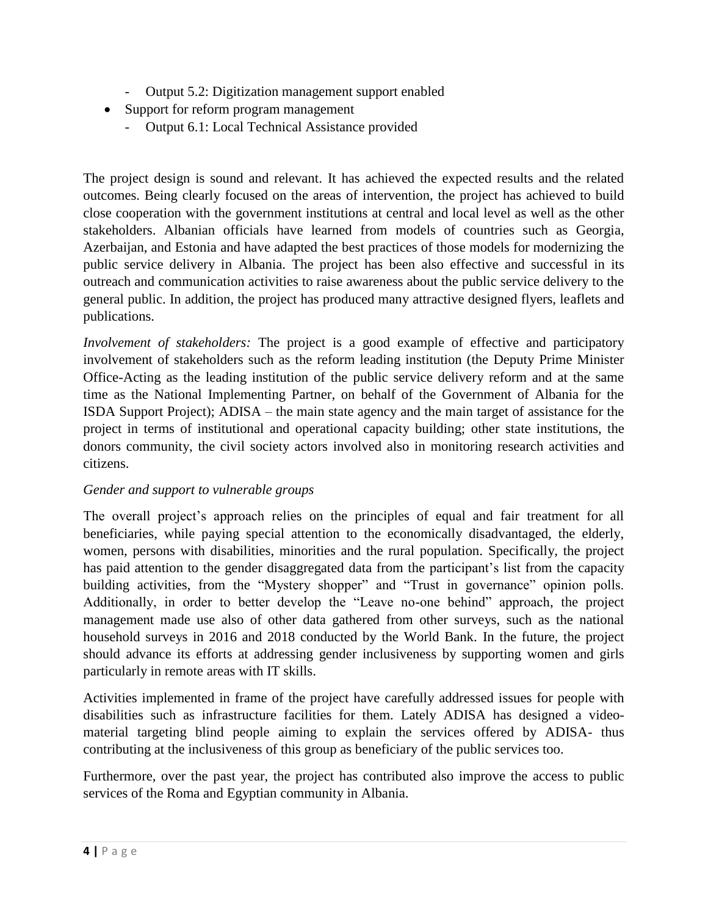- Output 5.2: Digitization management support enabled
- Support for reform program management
   - Output 6.1: Local Technical Assistance provided

The project design is sound and relevant. It has achieved the expected results and the related outcomes. Being clearly focused on the areas of intervention, the project has achieved to build close cooperation with the government institutions at central and local level as well as the other stakeholders. Albanian officials have learned from models of countries such as Georgia, Azerbaijan, and Estonia and have adapted the best practices of those models for modernizing the public service delivery in Albania. The project has been also effective and successful in its outreach and communication activities to raise awareness about the public service delivery to the general public. In addition, the project has produced many attractive designed flyers, leaflets and publications.

*Involvement of stakeholders:* The project is a good example of effective and participatory involvement of stakeholders such as the reform leading institution (the Deputy Prime Minister Office-Acting as the leading institution of the public service delivery reform and at the same time as the National Implementing Partner, on behalf of the Government of Albania for the ISDA Support Project); ADISA – the main state agency and the main target of assistance for the project in terms of institutional and operational capacity building; other state institutions, the donors community, the civil society actors involved also in monitoring research activities and citizens.

*Gender and support to vulnerable groups*

The overall project's approach relies on the principles of equal and fair treatment for all beneficiaries, while paying special attention to the economically disadvantaged, the elderly, women, persons with disabilities, minorities and the rural population. Specifically, the project has paid attention to the gender disaggregated data from the participant's list from the capacity building activities, from the "Mystery shopper" and "Trust in governance" opinion polls. Additionally, in order to better develop the "Leave no-one behind" approach, the project management made use also of other data gathered from other surveys, such as the national household surveys in 2016 and 2018 conducted by the World Bank. In the future, the project should advance its efforts at addressing gender inclusiveness by supporting women and girls particularly in remote areas with IT skills.

Activities implemented in frame of the project have carefully addressed issues for people with disabilities such as infrastructure facilities for them. Lately ADISA has designed a video-material targeting blind people aiming to explain the services offered by ADISA- thus contributing at the inclusiveness of this group as beneficiary of the public services too.

Furthermore, over the past year, the project has contributed also improve the access to public services of the Roma and Egyptian community in Albania.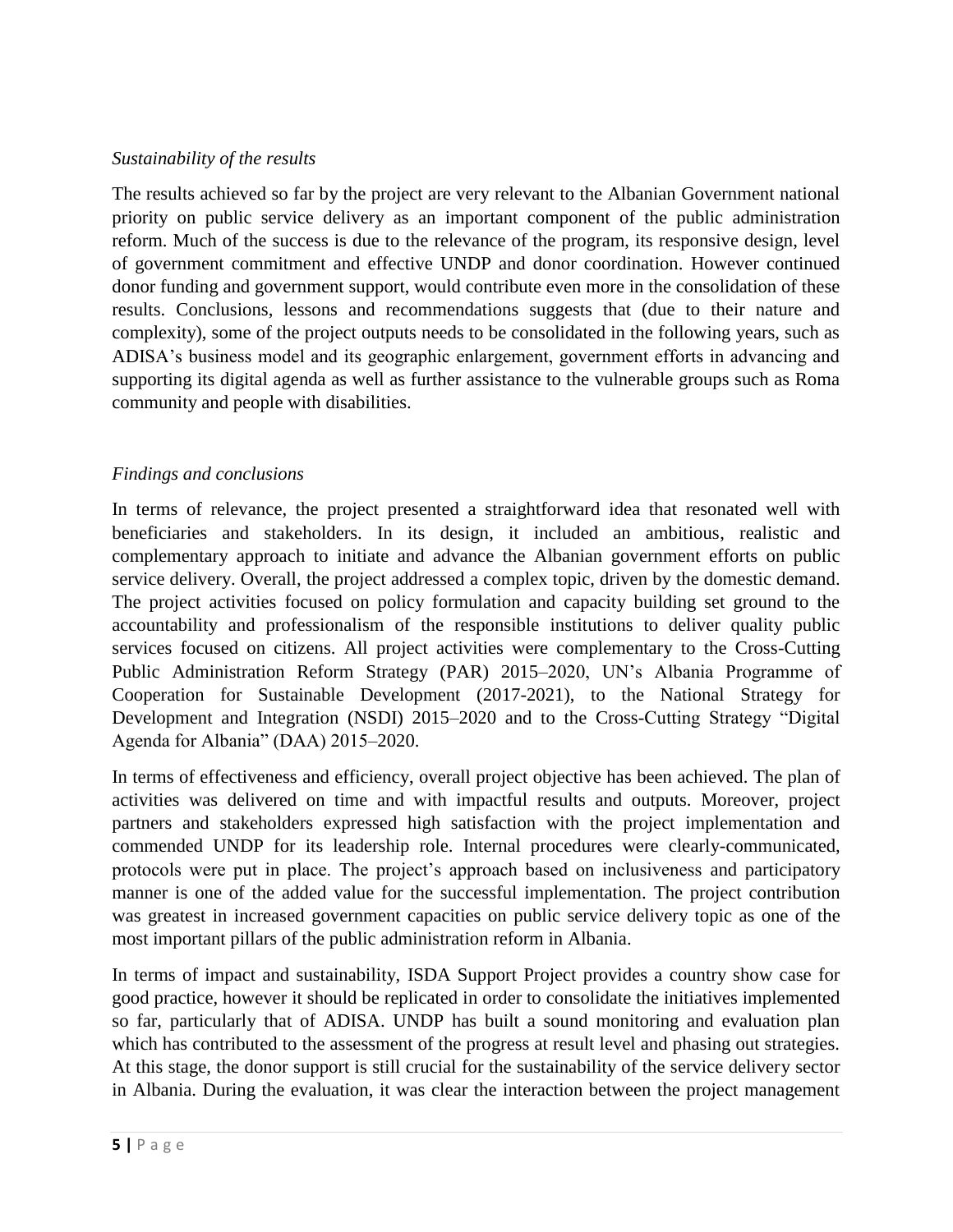*Sustainability of the results*

The results achieved so far by the project are very relevant to the Albanian Government national priority on public service delivery as an important component of the public administration reform. Much of the success is due to the relevance of the program, its responsive design, level of government commitment and effective UNDP and donor coordination. However continued donor funding and government support, would contribute even more in the consolidation of these results. Conclusions, lessons and recommendations suggests that (due to their nature and complexity), some of the project outputs needs to be consolidated in the following years, such as ADISA's business model and its geographic enlargement, government efforts in advancing and supporting its digital agenda as well as further assistance to the vulnerable groups such as Roma community and people with disabilities.

*Findings and conclusions*

In terms of relevance, the project presented a straightforward idea that resonated well with beneficiaries and stakeholders. In its design, it included an ambitious, realistic and complementary approach to initiate and advance the Albanian government efforts on public service delivery. Overall, the project addressed a complex topic, driven by the domestic demand. The project activities focused on policy formulation and capacity building set ground to the accountability and professionalism of the responsible institutions to deliver quality public services focused on citizens. All project activities were complementary to the Cross-Cutting Public Administration Reform Strategy (PAR) 2015–2020, UN's Albania Programme of Cooperation for Sustainable Development (2017-2021), to the National Strategy for Development and Integration (NSDI) 2015–2020 and to the Cross-Cutting Strategy "Digital Agenda for Albania" (DAA) 2015–2020.

In terms of effectiveness and efficiency, overall project objective has been achieved. The plan of activities was delivered on time and with impactful results and outputs. Moreover, project partners and stakeholders expressed high satisfaction with the project implementation and commended UNDP for its leadership role. Internal procedures were clearly-communicated, protocols were put in place. The project's approach based on inclusiveness and participatory manner is one of the added value for the successful implementation. The project contribution was greatest in increased government capacities on public service delivery topic as one of the most important pillars of the public administration reform in Albania.

In terms of impact and sustainability, ISDA Support Project provides a country show case for good practice, however it should be replicated in order to consolidate the initiatives implemented so far, particularly that of ADISA. UNDP has built a sound monitoring and evaluation plan which has contributed to the assessment of the progress at result level and phasing out strategies. At this stage, the donor support is still crucial for the sustainability of the service delivery sector in Albania. During the evaluation, it was clear the interaction between the project management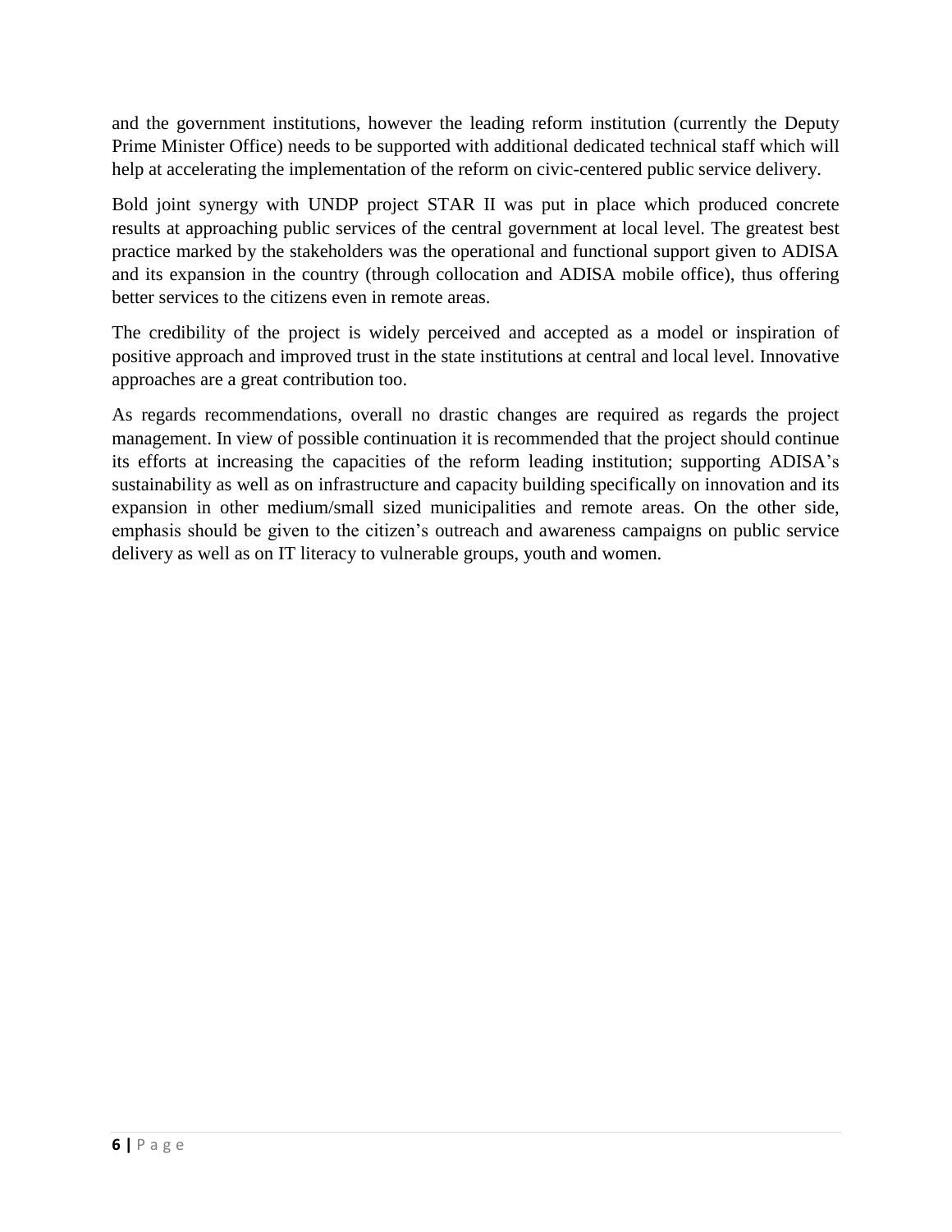and the government institutions, however the leading reform institution (currently the Deputy Prime Minister Office) needs to be supported with additional dedicated technical staff which will help at accelerating the implementation of the reform on civic-centered public service delivery.

Bold joint synergy with UNDP project STAR II was put in place which produced concrete results at approaching public services of the central government at local level. The greatest best practice marked by the stakeholders was the operational and functional support given to ADISA and its expansion in the country (through collocation and ADISA mobile office), thus offering better services to the citizens even in remote areas.

The credibility of the project is widely perceived and accepted as a model or inspiration of positive approach and improved trust in the state institutions at central and local level. Innovative approaches are a great contribution too.

As regards recommendations, overall no drastic changes are required as regards the project management. In view of possible continuation it is recommended that the project should continue its efforts at increasing the capacities of the reform leading institution; supporting ADISA's sustainability as well as on infrastructure and capacity building specifically on innovation and its expansion in other medium/small sized municipalities and remote areas. On the other side, emphasis should be given to the citizen's outreach and awareness campaigns on public service delivery as well as on IT literacy to vulnerable groups, youth and women.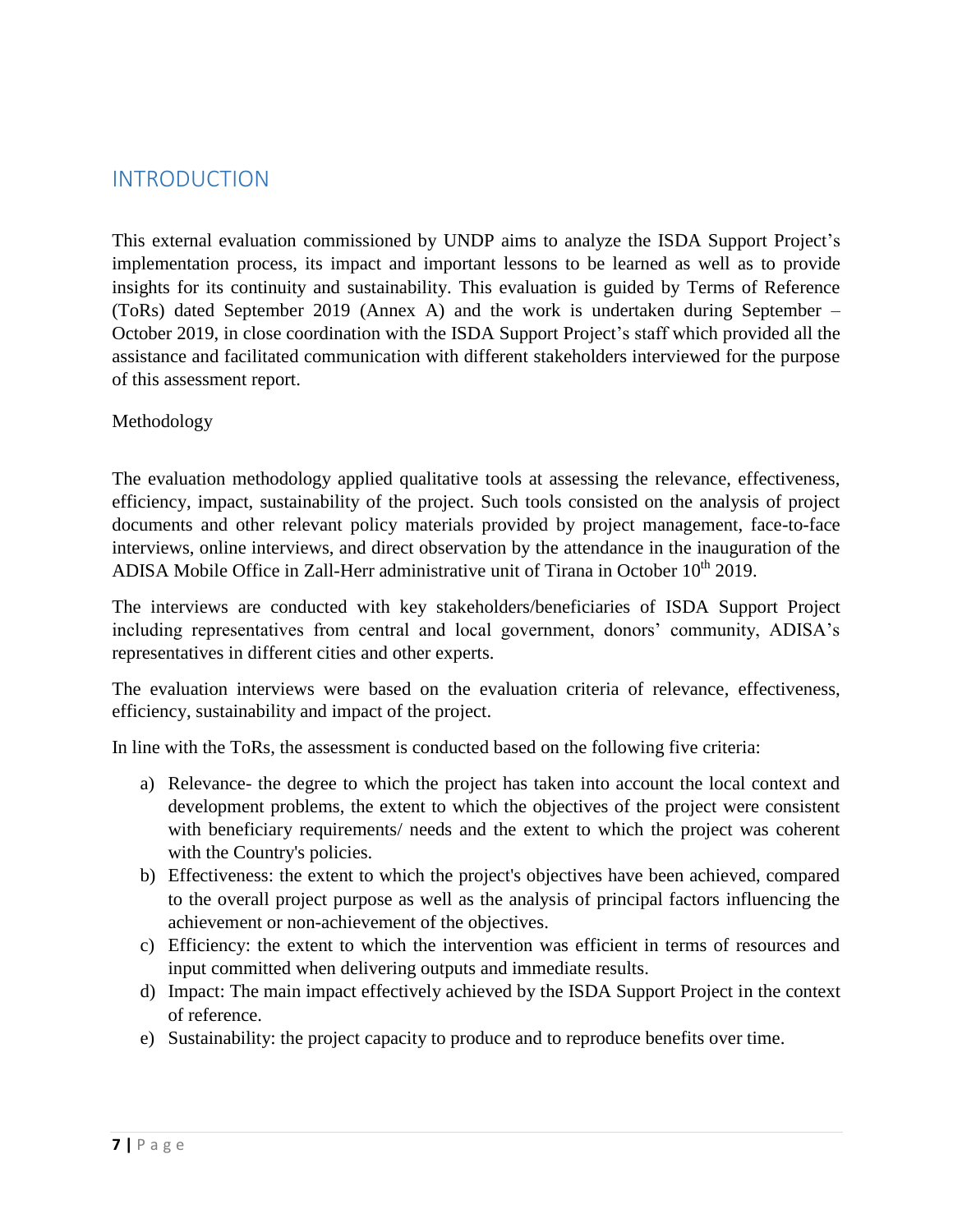# INTRODUCTION

This external evaluation commissioned by UNDP aims to analyze the ISDA Support Project's implementation process, its impact and important lessons to be learned as well as to provide insights for its continuity and sustainability. This evaluation is guided by Terms of Reference (ToRs) dated September 2019 (Annex A) and the work is undertaken during September – October 2019, in close coordination with the ISDA Support Project's staff which provided all the assistance and facilitated communication with different stakeholders interviewed for the purpose of this assessment report.

## Methodology

The evaluation methodology applied qualitative tools at assessing the relevance, effectiveness, efficiency, impact, sustainability of the project. Such tools consisted on the analysis of project documents and other relevant policy materials provided by project management, face-to-face interviews, online interviews, and direct observation by the attendance in the inauguration of the ADISA Mobile Office in Zall-Herr administrative unit of Tirana in October 10th 2019.

The interviews are conducted with key stakeholders/beneficiaries of ISDA Support Project including representatives from central and local government, donors' community, ADISA's representatives in different cities and other experts.

The evaluation interviews were based on the evaluation criteria of relevance, effectiveness, efficiency, sustainability and impact of the project.

In line with the ToRs, the assessment is conducted based on the following five criteria:

a) Relevance- the degree to which the project has taken into account the local context and development problems, the extent to which the objectives of the project were consistent with beneficiary requirements/ needs and the extent to which the project was coherent with the Country's policies.
b) Effectiveness: the extent to which the project's objectives have been achieved, compared to the overall project purpose as well as the analysis of principal factors influencing the achievement or non-achievement of the objectives.
c) Efficiency: the extent to which the intervention was efficient in terms of resources and input committed when delivering outputs and immediate results.
d) Impact: The main impact effectively achieved by the ISDA Support Project in the context of reference.
e) Sustainability: the project capacity to produce and to reproduce benefits over time.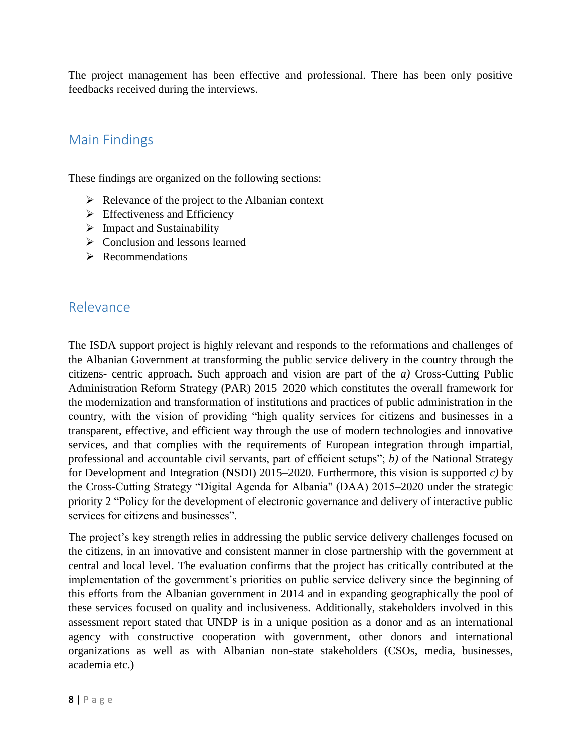The project management has been effective and professional. There has been only positive feedbacks received during the interviews.

## Main Findings

These findings are organized on the following sections:

- Relevance of the project to the Albanian context
- Effectiveness and Efficiency
- Impact and Sustainability
- Conclusion and lessons learned
- Recommendations

## Relevance

The ISDA support project is highly relevant and responds to the reformations and challenges of the Albanian Government at transforming the public service delivery in the country through the citizens- centric approach. Such approach and vision are part of the ***a)*** Cross-Cutting Public Administration Reform Strategy (PAR) 2015–2020 which constitutes the overall framework for the modernization and transformation of institutions and practices of public administration in the country, with the vision of providing "high quality services for citizens and businesses in a transparent, effective, and efficient way through the use of modern technologies and innovative services, and that complies with the requirements of European integration through impartial, professional and accountable civil servants, part of efficient setups"; ***b)*** of the National Strategy for Development and Integration (NSDI) 2015–2020. Furthermore, this vision is supported ***c)*** by the Cross-Cutting Strategy "Digital Agenda for Albania" (DAA) 2015–2020 under the strategic priority 2 "Policy for the development of electronic governance and delivery of interactive public services for citizens and businesses".

The project's key strength relies in addressing the public service delivery challenges focused on the citizens, in an innovative and consistent manner in close partnership with the government at central and local level. The evaluation confirms that the project has critically contributed at the implementation of the government's priorities on public service delivery since the beginning of this efforts from the Albanian government in 2014 and in expanding geographically the pool of these services focused on quality and inclusiveness. Additionally, stakeholders involved in this assessment report stated that UNDP is in a unique position as a donor and as an international agency with constructive cooperation with government, other donors and international organizations as well as with Albanian non-state stakeholders (CSOs, media, businesses, academia etc.)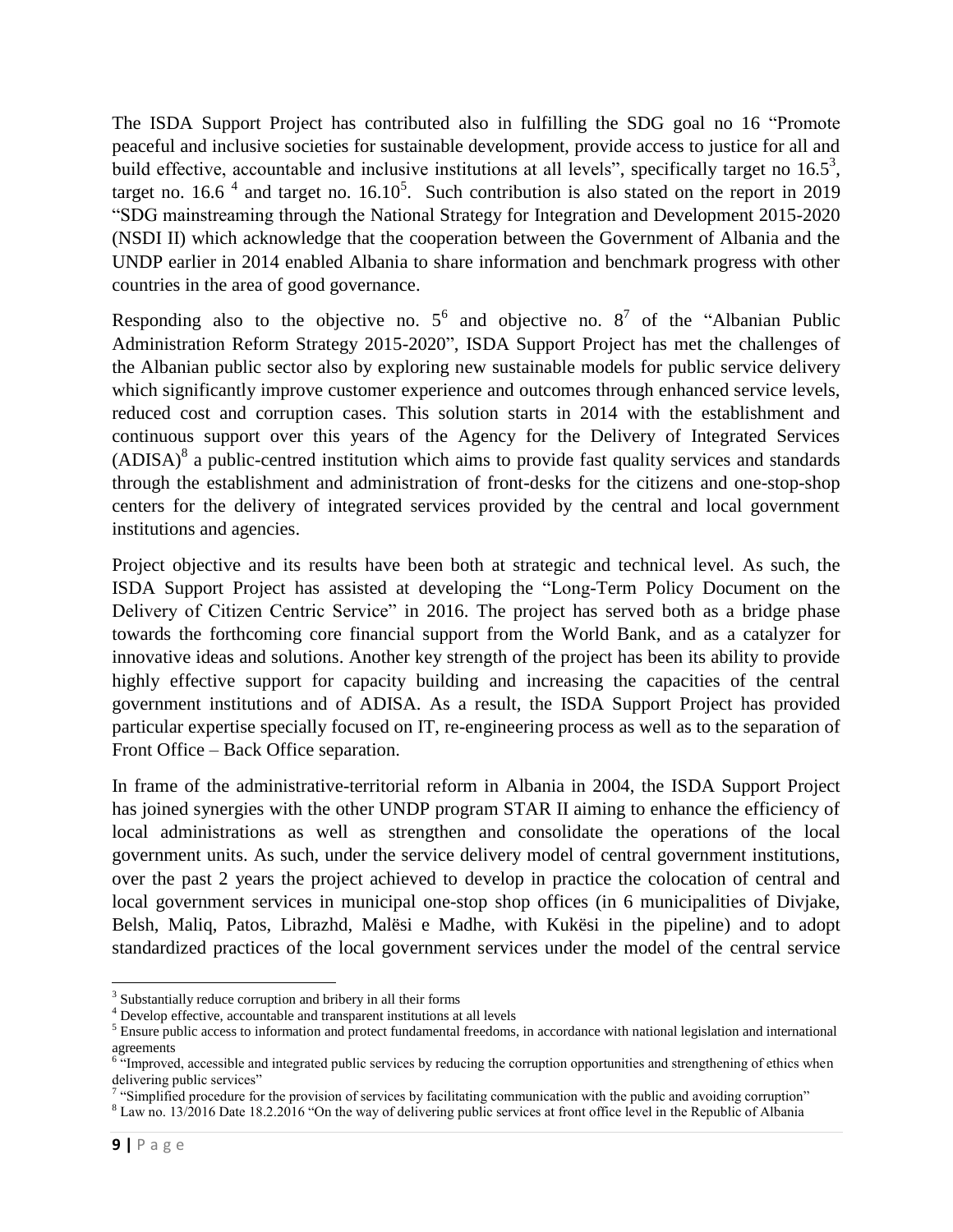The ISDA Support Project has contributed also in fulfilling the SDG goal no 16 "Promote peaceful and inclusive societies for sustainable development, provide access to justice for all and build effective, accountable and inclusive institutions at all levels", specifically target no 16.5[3], target no. 16.6 [4] and target no. 16.10[5]. Such contribution is also stated on the report in 2019 "SDG mainstreaming through the National Strategy for Integration and Development 2015-2020 (NSDI II) which acknowledge that the cooperation between the Government of Albania and the UNDP earlier in 2014 enabled Albania to share information and benchmark progress with other countries in the area of good governance.

Responding also to the objective no. 5[6] and objective no. 8[7] of the "Albanian Public Administration Reform Strategy 2015-2020", ISDA Support Project has met the challenges of the Albanian public sector also by exploring new sustainable models for public service delivery which significantly improve customer experience and outcomes through enhanced service levels, reduced cost and corruption cases. This solution starts in 2014 with the establishment and continuous support over this years of the Agency for the Delivery of Integrated Services (ADISA)[8] a public-centred institution which aims to provide fast quality services and standards through the establishment and administration of front-desks for the citizens and one-stop-shop centers for the delivery of integrated services provided by the central and local government institutions and agencies.

Project objective and its results have been both at strategic and technical level. As such, the ISDA Support Project has assisted at developing the "Long-Term Policy Document on the Delivery of Citizen Centric Service" in 2016. The project has served both as a bridge phase towards the forthcoming core financial support from the World Bank, and as a catalyzer for innovative ideas and solutions. Another key strength of the project has been its ability to provide highly effective support for capacity building and increasing the capacities of the central government institutions and of ADISA. As a result, the ISDA Support Project has provided particular expertise specially focused on IT, re-engineering process as well as to the separation of Front Office – Back Office separation.

In frame of the administrative-territorial reform in Albania in 2004, the ISDA Support Project has joined synergies with the other UNDP program STAR II aiming to enhance the efficiency of local administrations as well as strengthen and consolidate the operations of the local government units. As such, under the service delivery model of central government institutions, over the past 2 years the project achieved to develop in practice the colocation of central and local government services in municipal one-stop shop offices (in 6 municipalities of Divjake, Belsh, Maliq, Patos, Librazhd, Malësi e Madhe, with Kukësi in the pipeline) and to adopt standardized practices of the local government services under the model of the central service

---

[3] Substantially reduce corruption and bribery in all their forms

[4] Develop effective, accountable and transparent institutions at all levels

[5] Ensure public access to information and protect fundamental freedoms, in accordance with national legislation and international agreements

[6] "Improved, accessible and integrated public services by reducing the corruption opportunities and strengthening of ethics when delivering public services"

[7] "Simplified procedure for the provision of services by facilitating communication with the public and avoiding corruption"

[8] Law no. 13/2016 Date 18.2.2016 "On the way of delivering public services at front office level in the Republic of Albania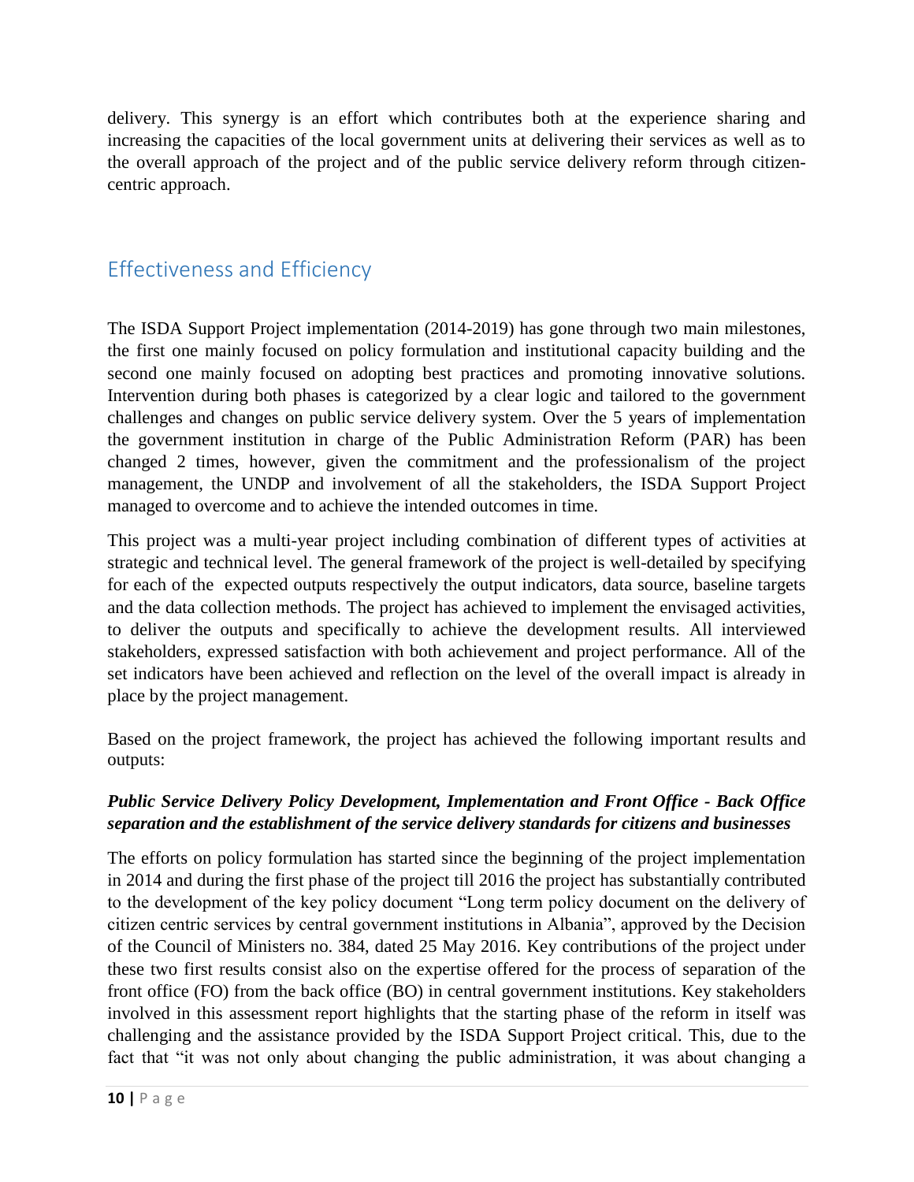delivery. This synergy is an effort which contributes both at the experience sharing and increasing the capacities of the local government units at delivering their services as well as to the overall approach of the project and of the public service delivery reform through citizen-centric approach.

## Effectiveness and Efficiency

The ISDA Support Project implementation (2014-2019) has gone through two main milestones, the first one mainly focused on policy formulation and institutional capacity building and the second one mainly focused on adopting best practices and promoting innovative solutions. Intervention during both phases is categorized by a clear logic and tailored to the government challenges and changes on public service delivery system. Over the 5 years of implementation the government institution in charge of the Public Administration Reform (PAR) has been changed 2 times, however, given the commitment and the professionalism of the project management, the UNDP and involvement of all the stakeholders, the ISDA Support Project managed to overcome and to achieve the intended outcomes in time.

This project was a multi-year project including combination of different types of activities at strategic and technical level. The general framework of the project is well-detailed by specifying for each of the expected outputs respectively the output indicators, data source, baseline targets and the data collection methods. The project has achieved to implement the envisaged activities, to deliver the outputs and specifically to achieve the development results. All interviewed stakeholders, expressed satisfaction with both achievement and project performance. All of the set indicators have been achieved and reflection on the level of the overall impact is already in place by the project management.

Based on the project framework, the project has achieved the following important results and outputs:

***Public Service Delivery Policy Development, Implementation and Front Office - Back Office separation and the establishment of the service delivery standards for citizens and businesses***

The efforts on policy formulation has started since the beginning of the project implementation in 2014 and during the first phase of the project till 2016 the project has substantially contributed to the development of the key policy document "Long term policy document on the delivery of citizen centric services by central government institutions in Albania", approved by the Decision of the Council of Ministers no. 384, dated 25 May 2016. Key contributions of the project under these two first results consist also on the expertise offered for the process of separation of the front office (FO) from the back office (BO) in central government institutions. Key stakeholders involved in this assessment report highlights that the starting phase of the reform in itself was challenging and the assistance provided by the ISDA Support Project critical. This, due to the fact that "it was not only about changing the public administration, it was about changing a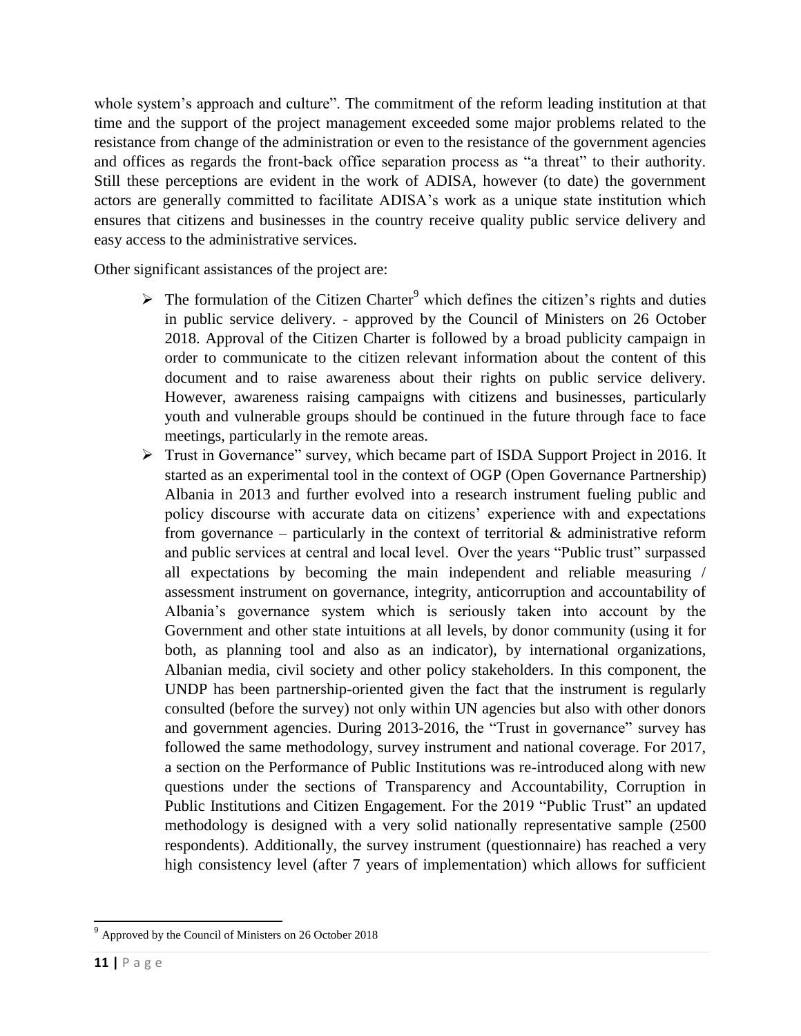whole system's approach and culture". The commitment of the reform leading institution at that time and the support of the project management exceeded some major problems related to the resistance from change of the administration or even to the resistance of the government agencies and offices as regards the front-back office separation process as "a threat" to their authority. Still these perceptions are evident in the work of ADISA, however (to date) the government actors are generally committed to facilitate ADISA's work as a unique state institution which ensures that citizens and businesses in the country receive quality public service delivery and easy access to the administrative services.

Other significant assistances of the project are:

- The formulation of the Citizen Charter[9] which defines the citizen's rights and duties in public service delivery. - approved by the Council of Ministers on 26 October 2018. Approval of the Citizen Charter is followed by a broad publicity campaign in order to communicate to the citizen relevant information about the content of this document and to raise awareness about their rights on public service delivery. However, awareness raising campaigns with citizens and businesses, particularly youth and vulnerable groups should be continued in the future through face to face meetings, particularly in the remote areas.
- Trust in Governance" survey, which became part of ISDA Support Project in 2016. It started as an experimental tool in the context of OGP (Open Governance Partnership) Albania in 2013 and further evolved into a research instrument fueling public and policy discourse with accurate data on citizens' experience with and expectations from governance – particularly in the context of territorial & administrative reform and public services at central and local level. Over the years "Public trust" surpassed all expectations by becoming the main independent and reliable measuring / assessment instrument on governance, integrity, anticorruption and accountability of Albania's governance system which is seriously taken into account by the Government and other state intuitions at all levels, by donor community (using it for both, as planning tool and also as an indicator), by international organizations, Albanian media, civil society and other policy stakeholders. In this component, the UNDP has been partnership-oriented given the fact that the instrument is regularly consulted (before the survey) not only within UN agencies but also with other donors and government agencies. During 2013-2016, the "Trust in governance" survey has followed the same methodology, survey instrument and national coverage. For 2017, a section on the Performance of Public Institutions was re-introduced along with new questions under the sections of Transparency and Accountability, Corruption in Public Institutions and Citizen Engagement. For the 2019 "Public Trust" an updated methodology is designed with a very solid nationally representative sample (2500 respondents). Additionally, the survey instrument (questionnaire) has reached a very high consistency level (after 7 years of implementation) which allows for sufficient

[9] Approved by the Council of Ministers on 26 October 2018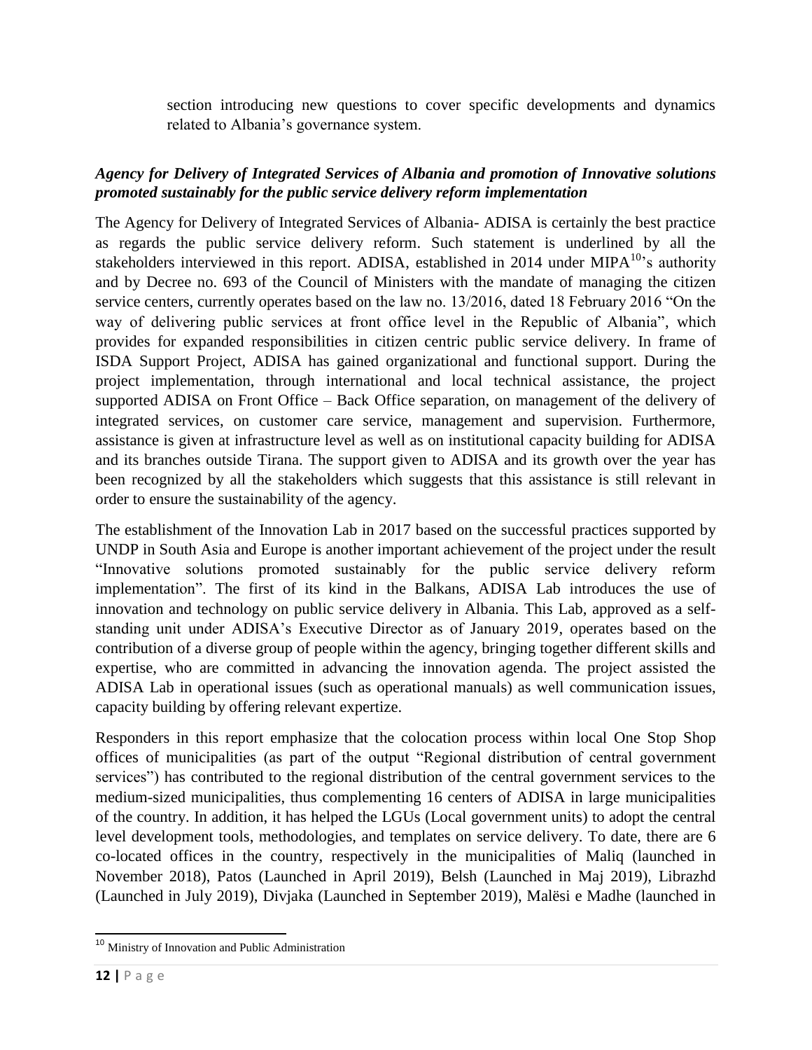section introducing new questions to cover specific developments and dynamics related to Albania's governance system.

***Agency for Delivery of Integrated Services of Albania and promotion of Innovative solutions promoted sustainably for the public service delivery reform implementation***

The Agency for Delivery of Integrated Services of Albania- ADISA is certainly the best practice as regards the public service delivery reform. Such statement is underlined by all the stakeholders interviewed in this report. ADISA, established in 2014 under MIPA[10]'s authority and by Decree no. 693 of the Council of Ministers with the mandate of managing the citizen service centers, currently operates based on the law no. 13/2016, dated 18 February 2016 "On the way of delivering public services at front office level in the Republic of Albania", which provides for expanded responsibilities in citizen centric public service delivery. In frame of ISDA Support Project, ADISA has gained organizational and functional support. During the project implementation, through international and local technical assistance, the project supported ADISA on Front Office – Back Office separation, on management of the delivery of integrated services, on customer care service, management and supervision. Furthermore, assistance is given at infrastructure level as well as on institutional capacity building for ADISA and its branches outside Tirana. The support given to ADISA and its growth over the year has been recognized by all the stakeholders which suggests that this assistance is still relevant in order to ensure the sustainability of the agency.

The establishment of the Innovation Lab in 2017 based on the successful practices supported by UNDP in South Asia and Europe is another important achievement of the project under the result "Innovative solutions promoted sustainably for the public service delivery reform implementation". The first of its kind in the Balkans, ADISA Lab introduces the use of innovation and technology on public service delivery in Albania. This Lab, approved as a self-standing unit under ADISA's Executive Director as of January 2019, operates based on the contribution of a diverse group of people within the agency, bringing together different skills and expertise, who are committed in advancing the innovation agenda. The project assisted the ADISA Lab in operational issues (such as operational manuals) as well communication issues, capacity building by offering relevant expertize.

Responders in this report emphasize that the colocation process within local One Stop Shop offices of municipalities (as part of the output "Regional distribution of central government services") has contributed to the regional distribution of the central government services to the medium-sized municipalities, thus complementing 16 centers of ADISA in large municipalities of the country. In addition, it has helped the LGUs (Local government units) to adopt the central level development tools, methodologies, and templates on service delivery. To date, there are 6 co-located offices in the country, respectively in the municipalities of Maliq (launched in November 2018), Patos (Launched in April 2019), Belsh (Launched in Maj 2019), Librazhd (Launched in July 2019), Divjaka (Launched in September 2019), Malësi e Madhe (launched in

[10] Ministry of Innovation and Public Administration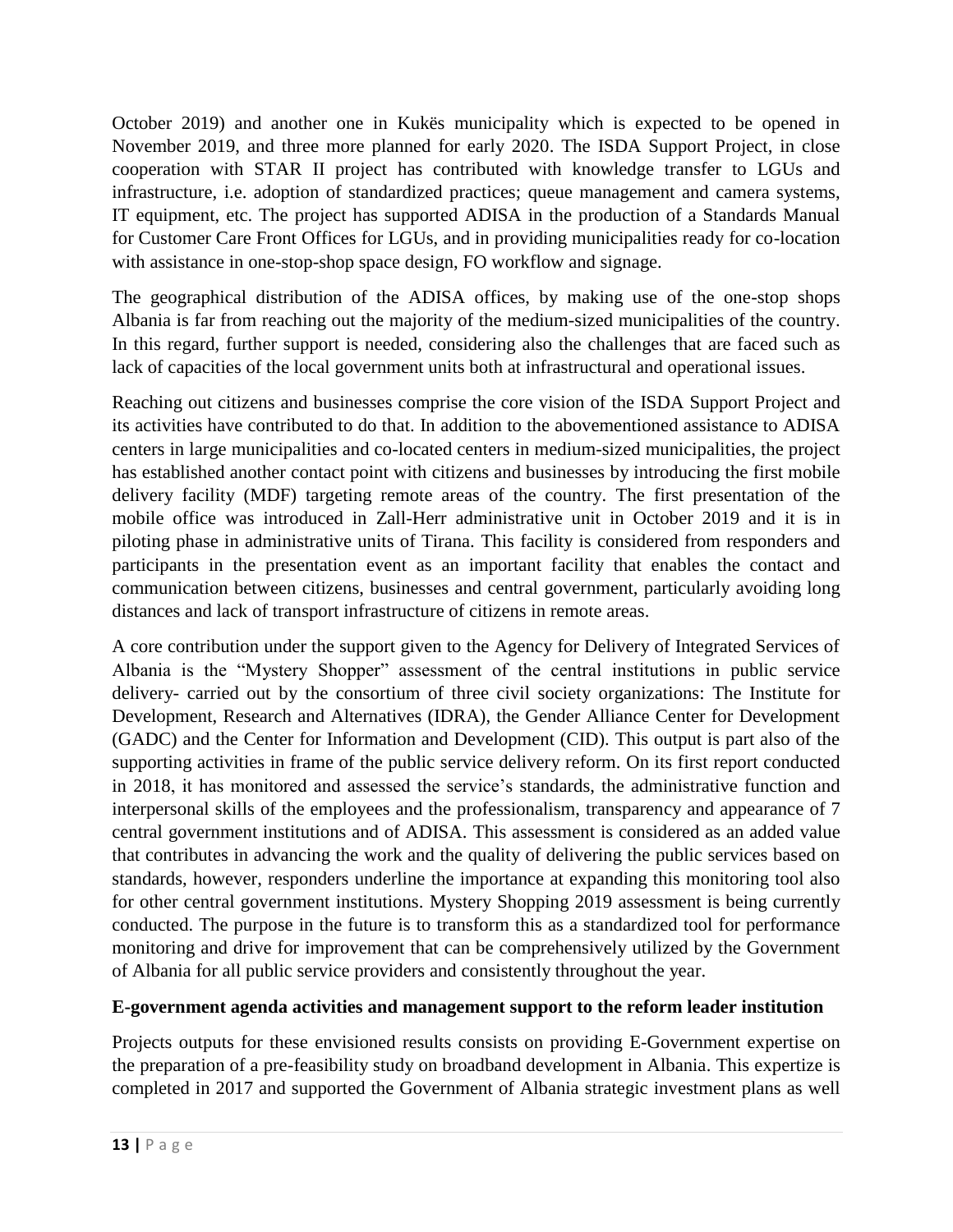October 2019) and another one in Kukës municipality which is expected to be opened in November 2019, and three more planned for early 2020. The ISDA Support Project, in close cooperation with STAR II project has contributed with knowledge transfer to LGUs and infrastructure, i.e. adoption of standardized practices; queue management and camera systems, IT equipment, etc. The project has supported ADISA in the production of a Standards Manual for Customer Care Front Offices for LGUs, and in providing municipalities ready for co-location with assistance in one-stop-shop space design, FO workflow and signage.

The geographical distribution of the ADISA offices, by making use of the one-stop shops Albania is far from reaching out the majority of the medium-sized municipalities of the country. In this regard, further support is needed, considering also the challenges that are faced such as lack of capacities of the local government units both at infrastructural and operational issues.

Reaching out citizens and businesses comprise the core vision of the ISDA Support Project and its activities have contributed to do that. In addition to the abovementioned assistance to ADISA centers in large municipalities and co-located centers in medium-sized municipalities, the project has established another contact point with citizens and businesses by introducing the first mobile delivery facility (MDF) targeting remote areas of the country. The first presentation of the mobile office was introduced in Zall-Herr administrative unit in October 2019 and it is in piloting phase in administrative units of Tirana. This facility is considered from responders and participants in the presentation event as an important facility that enables the contact and communication between citizens, businesses and central government, particularly avoiding long distances and lack of transport infrastructure of citizens in remote areas.

A core contribution under the support given to the Agency for Delivery of Integrated Services of Albania is the "Mystery Shopper" assessment of the central institutions in public service delivery- carried out by the consortium of three civil society organizations: The Institute for Development, Research and Alternatives (IDRA), the Gender Alliance Center for Development (GADC) and the Center for Information and Development (CID). This output is part also of the supporting activities in frame of the public service delivery reform. On its first report conducted in 2018, it has monitored and assessed the service's standards, the administrative function and interpersonal skills of the employees and the professionalism, transparency and appearance of 7 central government institutions and of ADISA. This assessment is considered as an added value that contributes in advancing the work and the quality of delivering the public services based on standards, however, responders underline the importance at expanding this monitoring tool also for other central government institutions. Mystery Shopping 2019 assessment is being currently conducted. The purpose in the future is to transform this as a standardized tool for performance monitoring and drive for improvement that can be comprehensively utilized by the Government of Albania for all public service providers and consistently throughout the year.

**E-government agenda activities and management support to the reform leader institution**

Projects outputs for these envisioned results consists on providing E-Government expertise on the preparation of a pre-feasibility study on broadband development in Albania. This expertize is completed in 2017 and supported the Government of Albania strategic investment plans as well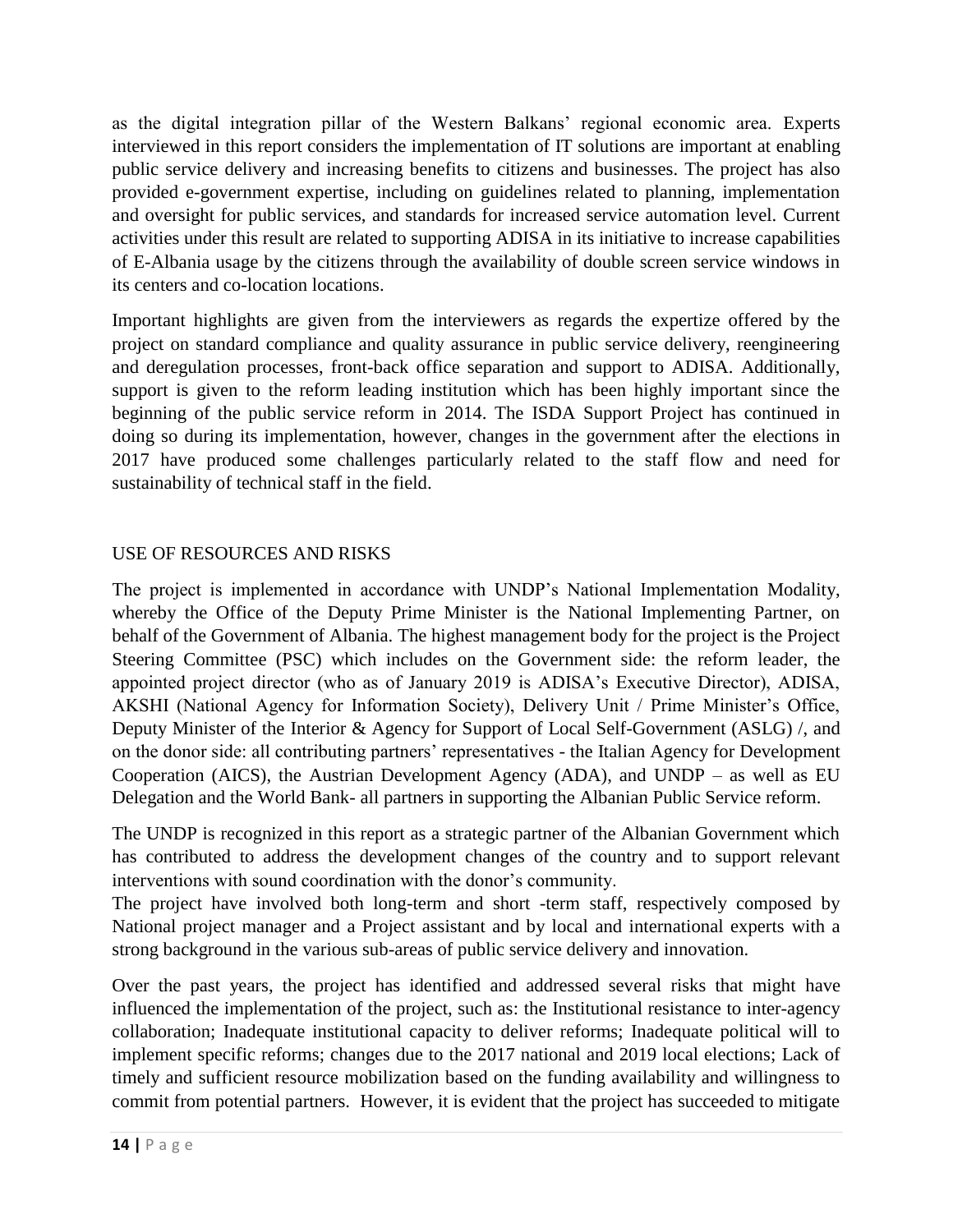as the digital integration pillar of the Western Balkans' regional economic area. Experts interviewed in this report considers the implementation of IT solutions are important at enabling public service delivery and increasing benefits to citizens and businesses. The project has also provided e-government expertise, including on guidelines related to planning, implementation and oversight for public services, and standards for increased service automation level. Current activities under this result are related to supporting ADISA in its initiative to increase capabilities of E-Albania usage by the citizens through the availability of double screen service windows in its centers and co-location locations.

Important highlights are given from the interviewers as regards the expertize offered by the project on standard compliance and quality assurance in public service delivery, reengineering and deregulation processes, front-back office separation and support to ADISA. Additionally, support is given to the reform leading institution which has been highly important since the beginning of the public service reform in 2014. The ISDA Support Project has continued in doing so during its implementation, however, changes in the government after the elections in 2017 have produced some challenges particularly related to the staff flow and need for sustainability of technical staff in the field.

## USE OF RESOURCES AND RISKS

The project is implemented in accordance with UNDP's National Implementation Modality, whereby the Office of the Deputy Prime Minister is the National Implementing Partner, on behalf of the Government of Albania. The highest management body for the project is the Project Steering Committee (PSC) which includes on the Government side: the reform leader, the appointed project director (who as of January 2019 is ADISA's Executive Director), ADISA, AKSHI (National Agency for Information Society), Delivery Unit / Prime Minister's Office, Deputy Minister of the Interior & Agency for Support of Local Self-Government (ASLG) /, and on the donor side: all contributing partners' representatives - the Italian Agency for Development Cooperation (AICS), the Austrian Development Agency (ADA), and UNDP – as well as EU Delegation and the World Bank- all partners in supporting the Albanian Public Service reform.

The UNDP is recognized in this report as a strategic partner of the Albanian Government which has contributed to address the development changes of the country and to support relevant interventions with sound coordination with the donor's community.
The project have involved both long-term and short -term staff, respectively composed by National project manager and a Project assistant and by local and international experts with a strong background in the various sub-areas of public service delivery and innovation.

Over the past years, the project has identified and addressed several risks that might have influenced the implementation of the project, such as: the Institutional resistance to inter-agency collaboration; Inadequate institutional capacity to deliver reforms; Inadequate political will to implement specific reforms; changes due to the 2017 national and 2019 local elections; Lack of timely and sufficient resource mobilization based on the funding availability and willingness to commit from potential partners. However, it is evident that the project has succeeded to mitigate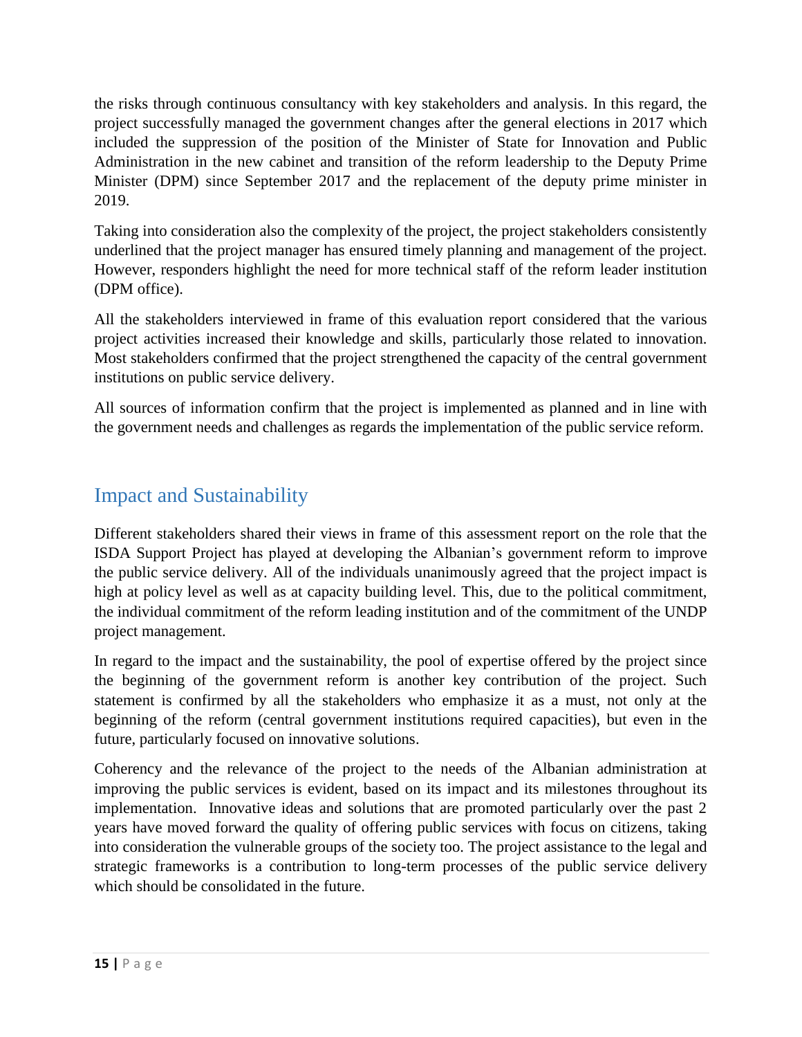the risks through continuous consultancy with key stakeholders and analysis. In this regard, the project successfully managed the government changes after the general elections in 2017 which included the suppression of the position of the Minister of State for Innovation and Public Administration in the new cabinet and transition of the reform leadership to the Deputy Prime Minister (DPM) since September 2017 and the replacement of the deputy prime minister in 2019.

Taking into consideration also the complexity of the project, the project stakeholders consistently underlined that the project manager has ensured timely planning and management of the project. However, responders highlight the need for more technical staff of the reform leader institution (DPM office).

All the stakeholders interviewed in frame of this evaluation report considered that the various project activities increased their knowledge and skills, particularly those related to innovation. Most stakeholders confirmed that the project strengthened the capacity of the central government institutions on public service delivery.

All sources of information confirm that the project is implemented as planned and in line with the government needs and challenges as regards the implementation of the public service reform.

## Impact and Sustainability

Different stakeholders shared their views in frame of this assessment report on the role that the ISDA Support Project has played at developing the Albanian's government reform to improve the public service delivery. All of the individuals unanimously agreed that the project impact is high at policy level as well as at capacity building level. This, due to the political commitment, the individual commitment of the reform leading institution and of the commitment of the UNDP project management.

In regard to the impact and the sustainability, the pool of expertise offered by the project since the beginning of the government reform is another key contribution of the project. Such statement is confirmed by all the stakeholders who emphasize it as a must, not only at the beginning of the reform (central government institutions required capacities), but even in the future, particularly focused on innovative solutions.

Coherency and the relevance of the project to the needs of the Albanian administration at improving the public services is evident, based on its impact and its milestones throughout its implementation. Innovative ideas and solutions that are promoted particularly over the past 2 years have moved forward the quality of offering public services with focus on citizens, taking into consideration the vulnerable groups of the society too. The project assistance to the legal and strategic frameworks is a contribution to long-term processes of the public service delivery which should be consolidated in the future.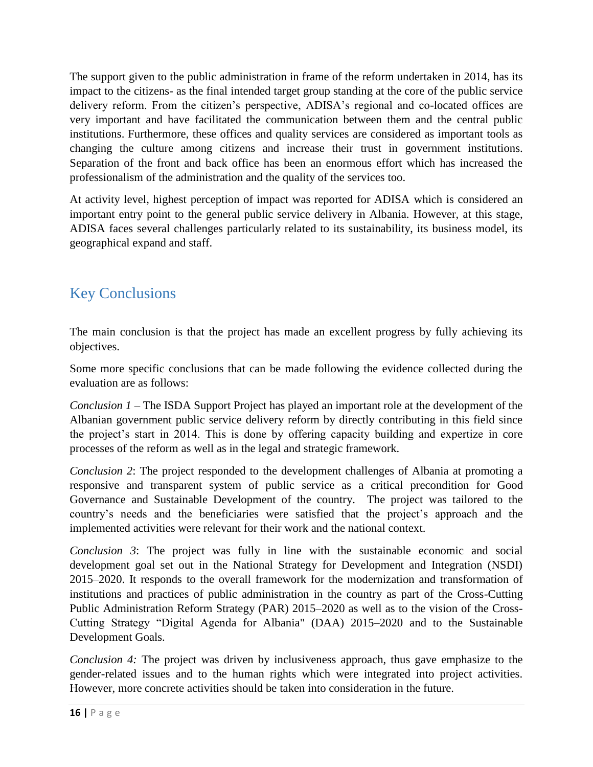The support given to the public administration in frame of the reform undertaken in 2014, has its impact to the citizens- as the final intended target group standing at the core of the public service delivery reform. From the citizen's perspective, ADISA's regional and co-located offices are very important and have facilitated the communication between them and the central public institutions. Furthermore, these offices and quality services are considered as important tools as changing the culture among citizens and increase their trust in government institutions. Separation of the front and back office has been an enormous effort which has increased the professionalism of the administration and the quality of the services too.

At activity level, highest perception of impact was reported for ADISA which is considered an important entry point to the general public service delivery in Albania. However, at this stage, ADISA faces several challenges particularly related to its sustainability, its business model, its geographical expand and staff.

## Key Conclusions

The main conclusion is that the project has made an excellent progress by fully achieving its objectives.

Some more specific conclusions that can be made following the evidence collected during the evaluation are as follows:

*Conclusion 1* – The ISDA Support Project has played an important role at the development of the Albanian government public service delivery reform by directly contributing in this field since the project's start in 2014. This is done by offering capacity building and expertize in core processes of the reform as well as in the legal and strategic framework.

*Conclusion 2*: The project responded to the development challenges of Albania at promoting a responsive and transparent system of public service as a critical precondition for Good Governance and Sustainable Development of the country. The project was tailored to the country's needs and the beneficiaries were satisfied that the project's approach and the implemented activities were relevant for their work and the national context.

*Conclusion 3*: The project was fully in line with the sustainable economic and social development goal set out in the National Strategy for Development and Integration (NSDI) 2015–2020. It responds to the overall framework for the modernization and transformation of institutions and practices of public administration in the country as part of the Cross-Cutting Public Administration Reform Strategy (PAR) 2015–2020 as well as to the vision of the Cross-Cutting Strategy "Digital Agenda for Albania" (DAA) 2015–2020 and to the Sustainable Development Goals.

*Conclusion 4:* The project was driven by inclusiveness approach, thus gave emphasize to the gender-related issues and to the human rights which were integrated into project activities. However, more concrete activities should be taken into consideration in the future.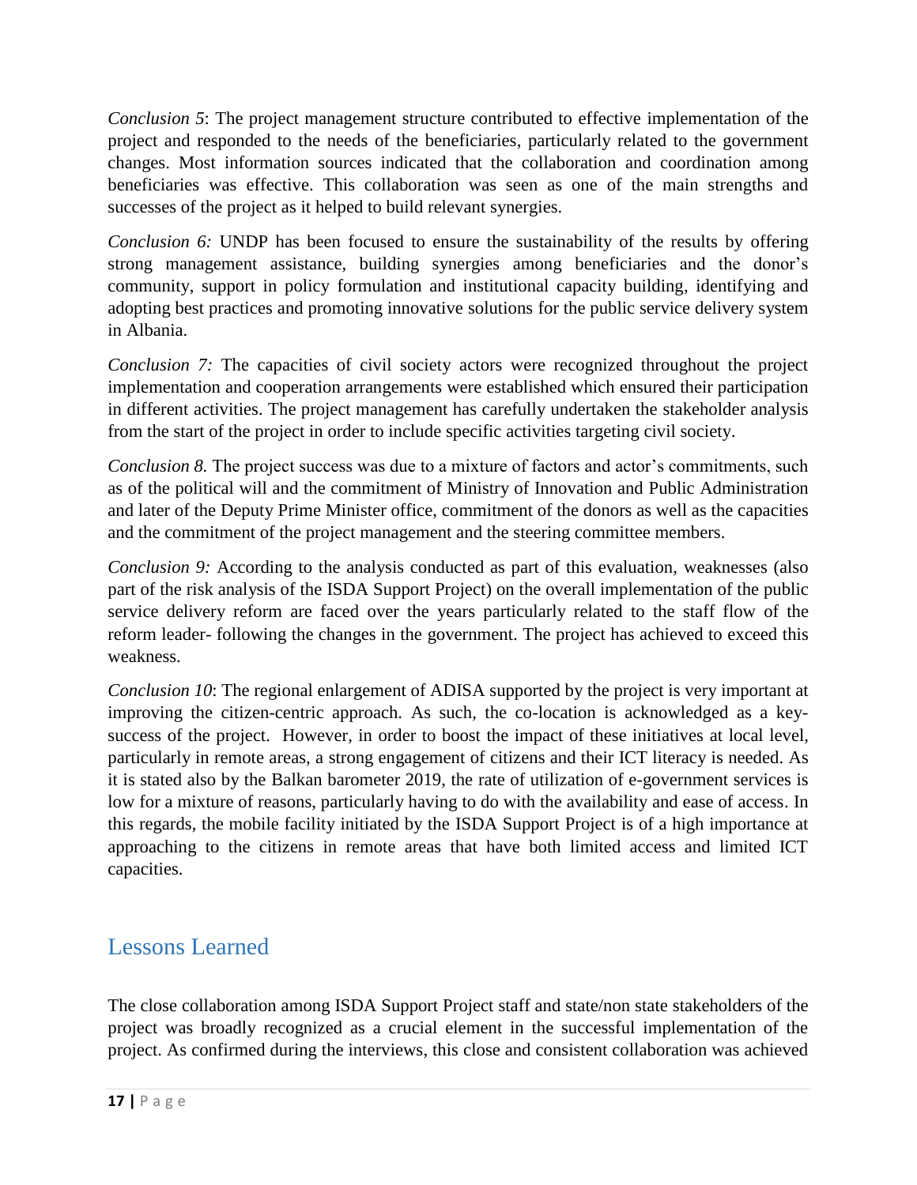*Conclusion 5*: The project management structure contributed to effective implementation of the project and responded to the needs of the beneficiaries, particularly related to the government changes. Most information sources indicated that the collaboration and coordination among beneficiaries was effective. This collaboration was seen as one of the main strengths and successes of the project as it helped to build relevant synergies.

*Conclusion 6:* UNDP has been focused to ensure the sustainability of the results by offering strong management assistance, building synergies among beneficiaries and the donor's community, support in policy formulation and institutional capacity building, identifying and adopting best practices and promoting innovative solutions for the public service delivery system in Albania.

*Conclusion 7:* The capacities of civil society actors were recognized throughout the project implementation and cooperation arrangements were established which ensured their participation in different activities. The project management has carefully undertaken the stakeholder analysis from the start of the project in order to include specific activities targeting civil society.

*Conclusion 8.* The project success was due to a mixture of factors and actor's commitments, such as of the political will and the commitment of Ministry of Innovation and Public Administration and later of the Deputy Prime Minister office, commitment of the donors as well as the capacities and the commitment of the project management and the steering committee members.

*Conclusion 9:* According to the analysis conducted as part of this evaluation, weaknesses (also part of the risk analysis of the ISDA Support Project) on the overall implementation of the public service delivery reform are faced over the years particularly related to the staff flow of the reform leader- following the changes in the government. The project has achieved to exceed this weakness.

*Conclusion 10*: The regional enlargement of ADISA supported by the project is very important at improving the citizen-centric approach. As such, the co-location is acknowledged as a key-success of the project. However, in order to boost the impact of these initiatives at local level, particularly in remote areas, a strong engagement of citizens and their ICT literacy is needed. As it is stated also by the Balkan barometer 2019, the rate of utilization of e-government services is low for a mixture of reasons, particularly having to do with the availability and ease of access. In this regards, the mobile facility initiated by the ISDA Support Project is of a high importance at approaching to the citizens in remote areas that have both limited access and limited ICT capacities.

## Lessons Learned

The close collaboration among ISDA Support Project staff and state/non state stakeholders of the project was broadly recognized as a crucial element in the successful implementation of the project. As confirmed during the interviews, this close and consistent collaboration was achieved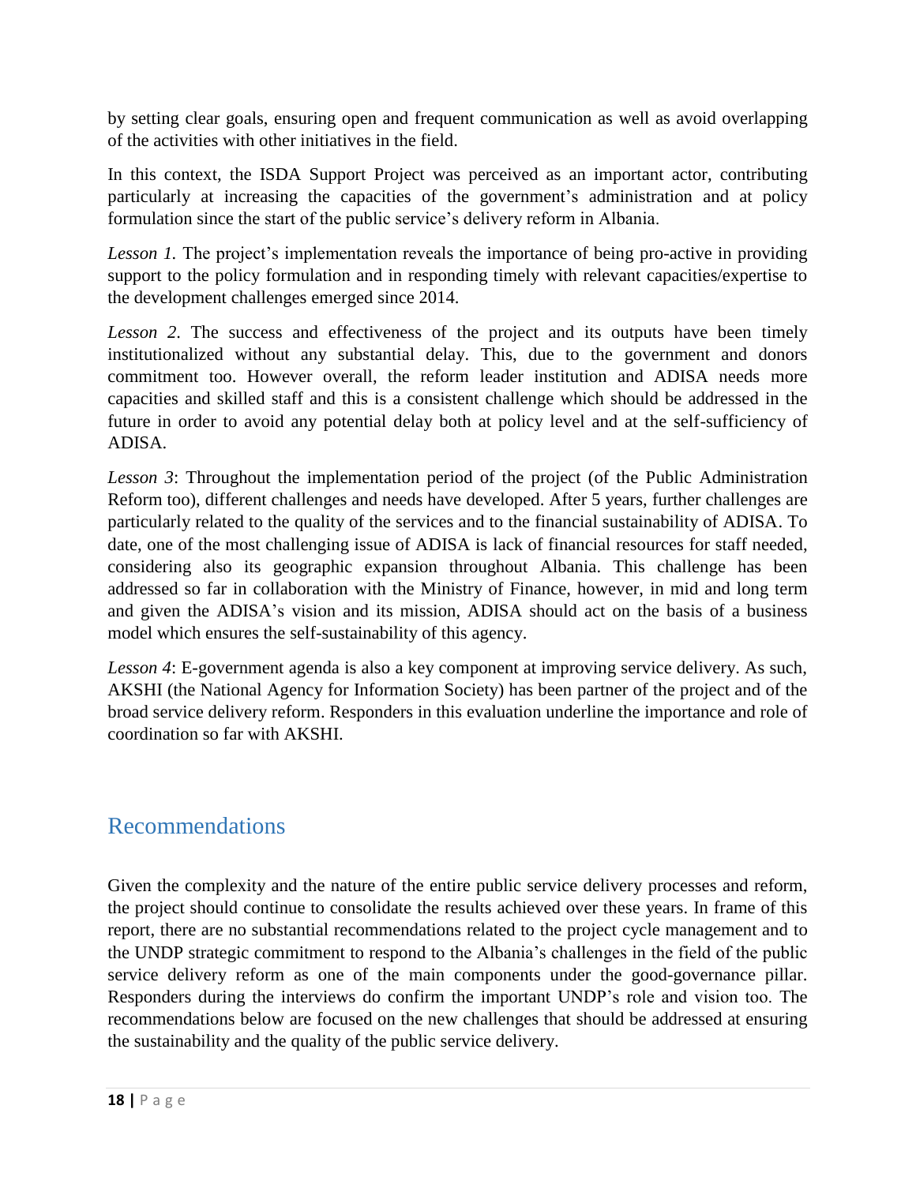by setting clear goals, ensuring open and frequent communication as well as avoid overlapping of the activities with other initiatives in the field.

In this context, the ISDA Support Project was perceived as an important actor, contributing particularly at increasing the capacities of the government's administration and at policy formulation since the start of the public service's delivery reform in Albania.

*Lesson 1.* The project's implementation reveals the importance of being pro-active in providing support to the policy formulation and in responding timely with relevant capacities/expertise to the development challenges emerged since 2014.

*Lesson 2*. The success and effectiveness of the project and its outputs have been timely institutionalized without any substantial delay. This, due to the government and donors commitment too. However overall, the reform leader institution and ADISA needs more capacities and skilled staff and this is a consistent challenge which should be addressed in the future in order to avoid any potential delay both at policy level and at the self-sufficiency of ADISA.

*Lesson 3*: Throughout the implementation period of the project (of the Public Administration Reform too), different challenges and needs have developed. After 5 years, further challenges are particularly related to the quality of the services and to the financial sustainability of ADISA. To date, one of the most challenging issue of ADISA is lack of financial resources for staff needed, considering also its geographic expansion throughout Albania. This challenge has been addressed so far in collaboration with the Ministry of Finance, however, in mid and long term and given the ADISA's vision and its mission, ADISA should act on the basis of a business model which ensures the self-sustainability of this agency.

*Lesson 4*: E-government agenda is also a key component at improving service delivery. As such, AKSHI (the National Agency for Information Society) has been partner of the project and of the broad service delivery reform. Responders in this evaluation underline the importance and role of coordination so far with AKSHI.

## Recommendations

Given the complexity and the nature of the entire public service delivery processes and reform, the project should continue to consolidate the results achieved over these years. In frame of this report, there are no substantial recommendations related to the project cycle management and to the UNDP strategic commitment to respond to the Albania's challenges in the field of the public service delivery reform as one of the main components under the good-governance pillar. Responders during the interviews do confirm the important UNDP's role and vision too. The recommendations below are focused on the new challenges that should be addressed at ensuring the sustainability and the quality of the public service delivery.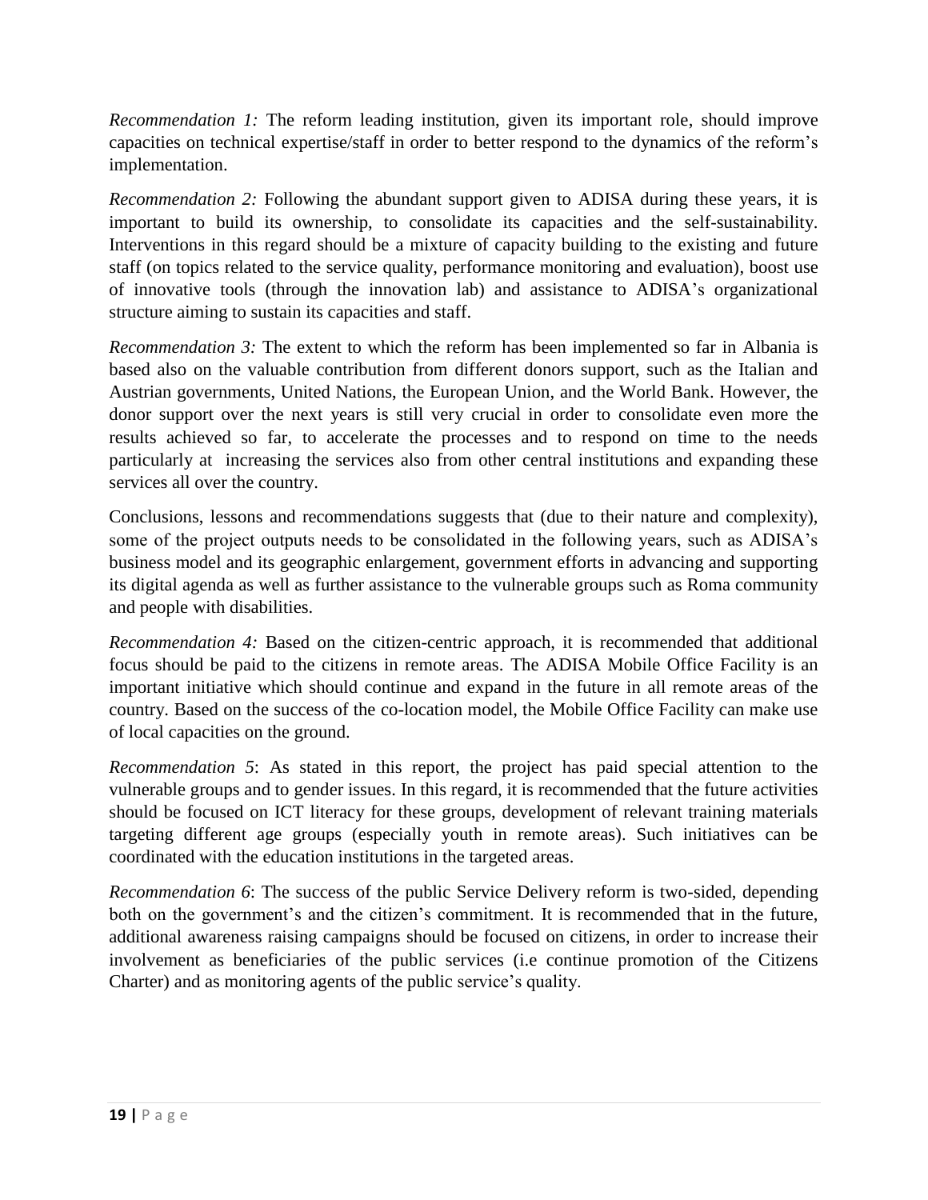*Recommendation 1:* The reform leading institution, given its important role, should improve capacities on technical expertise/staff in order to better respond to the dynamics of the reform's implementation.

*Recommendation 2:* Following the abundant support given to ADISA during these years, it is important to build its ownership, to consolidate its capacities and the self-sustainability. Interventions in this regard should be a mixture of capacity building to the existing and future staff (on topics related to the service quality, performance monitoring and evaluation), boost use of innovative tools (through the innovation lab) and assistance to ADISA's organizational structure aiming to sustain its capacities and staff.

*Recommendation 3:* The extent to which the reform has been implemented so far in Albania is based also on the valuable contribution from different donors support, such as the Italian and Austrian governments, United Nations, the European Union, and the World Bank. However, the donor support over the next years is still very crucial in order to consolidate even more the results achieved so far, to accelerate the processes and to respond on time to the needs particularly at increasing the services also from other central institutions and expanding these services all over the country.

Conclusions, lessons and recommendations suggests that (due to their nature and complexity), some of the project outputs needs to be consolidated in the following years, such as ADISA's business model and its geographic enlargement, government efforts in advancing and supporting its digital agenda as well as further assistance to the vulnerable groups such as Roma community and people with disabilities.

*Recommendation 4:* Based on the citizen-centric approach, it is recommended that additional focus should be paid to the citizens in remote areas. The ADISA Mobile Office Facility is an important initiative which should continue and expand in the future in all remote areas of the country. Based on the success of the co-location model, the Mobile Office Facility can make use of local capacities on the ground.

*Recommendation 5*: As stated in this report, the project has paid special attention to the vulnerable groups and to gender issues. In this regard, it is recommended that the future activities should be focused on ICT literacy for these groups, development of relevant training materials targeting different age groups (especially youth in remote areas). Such initiatives can be coordinated with the education institutions in the targeted areas.

*Recommendation 6*: The success of the public Service Delivery reform is two-sided, depending both on the government's and the citizen's commitment. It is recommended that in the future, additional awareness raising campaigns should be focused on citizens, in order to increase their involvement as beneficiaries of the public services (i.e continue promotion of the Citizens Charter) and as monitoring agents of the public service's quality.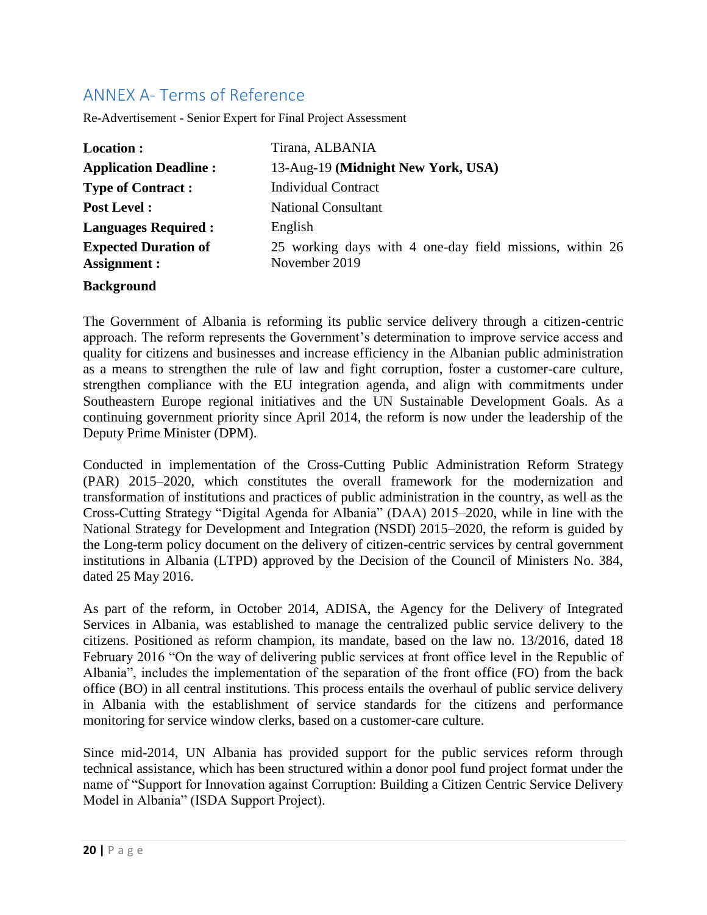## ANNEX A- Terms of Reference

Re-Advertisement - Senior Expert for Final Project Assessment

| | |
|---|---|
| **Location :** | Tirana, ALBANIA |
| **Application Deadline :** | 13-Aug-19 **(Midnight New York, USA)** |
| **Type of Contract :** | Individual Contract |
| **Post Level :** | National Consultant |
| **Languages Required :** | English |
| **Expected Duration of Assignment :** | 25 working days with 4 one-day field missions, within 26 November 2019 |

**Background**

The Government of Albania is reforming its public service delivery through a citizen-centric approach. The reform represents the Government's determination to improve service access and quality for citizens and businesses and increase efficiency in the Albanian public administration as a means to strengthen the rule of law and fight corruption, foster a customer-care culture, strengthen compliance with the EU integration agenda, and align with commitments under Southeastern Europe regional initiatives and the UN Sustainable Development Goals. As a continuing government priority since April 2014, the reform is now under the leadership of the Deputy Prime Minister (DPM).

Conducted in implementation of the Cross-Cutting Public Administration Reform Strategy (PAR) 2015–2020, which constitutes the overall framework for the modernization and transformation of institutions and practices of public administration in the country, as well as the Cross-Cutting Strategy "Digital Agenda for Albania" (DAA) 2015–2020, while in line with the National Strategy for Development and Integration (NSDI) 2015–2020, the reform is guided by the Long-term policy document on the delivery of citizen-centric services by central government institutions in Albania (LTPD) approved by the Decision of the Council of Ministers No. 384, dated 25 May 2016.

As part of the reform, in October 2014, ADISA, the Agency for the Delivery of Integrated Services in Albania, was established to manage the centralized public service delivery to the citizens. Positioned as reform champion, its mandate, based on the law no. 13/2016, dated 18 February 2016 "On the way of delivering public services at front office level in the Republic of Albania", includes the implementation of the separation of the front office (FO) from the back office (BO) in all central institutions. This process entails the overhaul of public service delivery in Albania with the establishment of service standards for the citizens and performance monitoring for service window clerks, based on a customer-care culture.

Since mid-2014, UN Albania has provided support for the public services reform through technical assistance, which has been structured within a donor pool fund project format under the name of "Support for Innovation against Corruption: Building a Citizen Centric Service Delivery Model in Albania" (ISDA Support Project).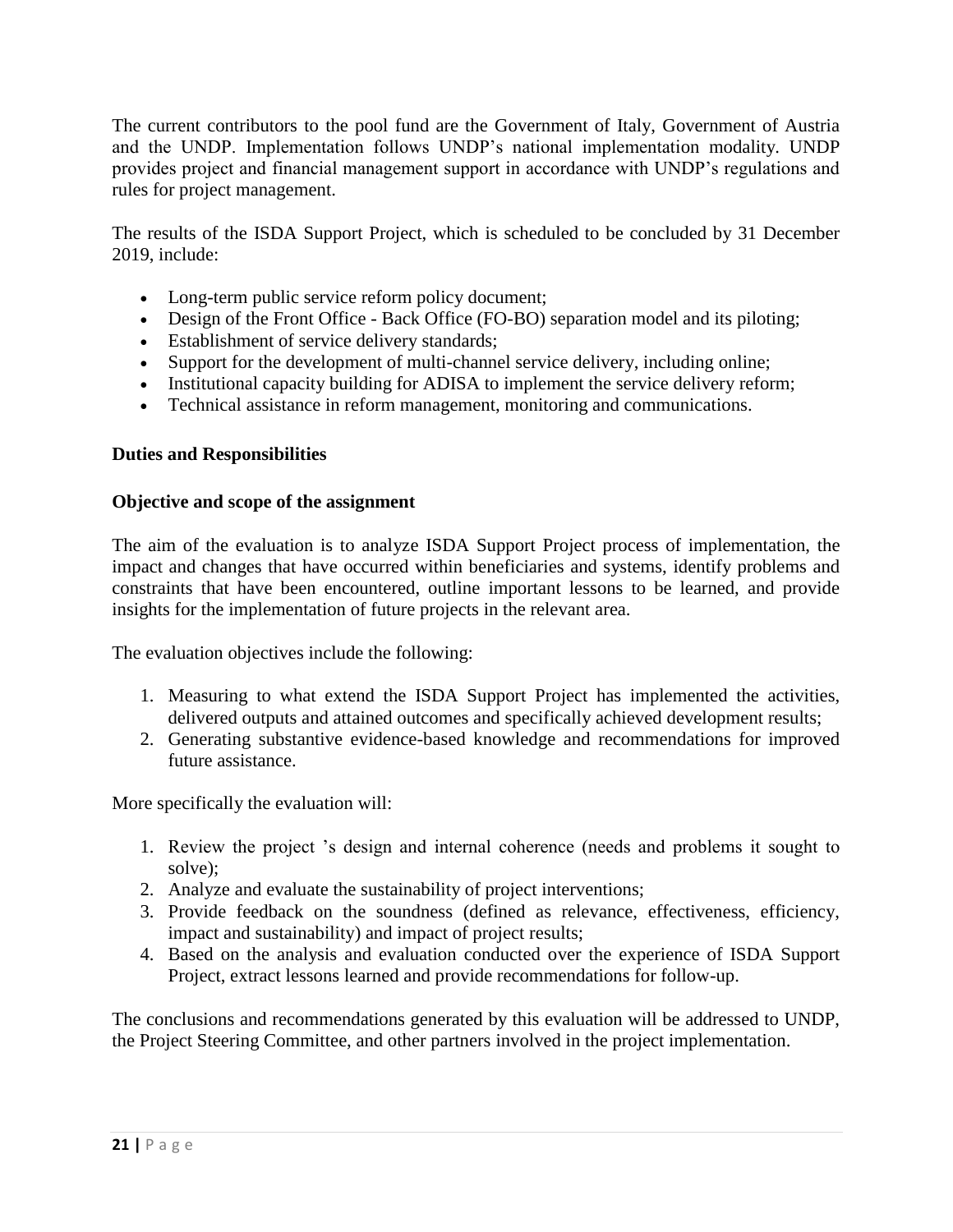The current contributors to the pool fund are the Government of Italy, Government of Austria and the UNDP. Implementation follows UNDP's national implementation modality. UNDP provides project and financial management support in accordance with UNDP's regulations and rules for project management.

The results of the ISDA Support Project, which is scheduled to be concluded by 31 December 2019, include:

- Long-term public service reform policy document;
- Design of the Front Office - Back Office (FO-BO) separation model and its piloting;
- Establishment of service delivery standards;
- Support for the development of multi-channel service delivery, including online;
- Institutional capacity building for ADISA to implement the service delivery reform;
- Technical assistance in reform management, monitoring and communications.

**Duties and Responsibilities**

**Objective and scope of the assignment**

The aim of the evaluation is to analyze ISDA Support Project process of implementation, the impact and changes that have occurred within beneficiaries and systems, identify problems and constraints that have been encountered, outline important lessons to be learned, and provide insights for the implementation of future projects in the relevant area.

The evaluation objectives include the following:

1. Measuring to what extend the ISDA Support Project has implemented the activities, delivered outputs and attained outcomes and specifically achieved development results;
2. Generating substantive evidence-based knowledge and recommendations for improved future assistance.

More specifically the evaluation will:

1. Review the project 's design and internal coherence (needs and problems it sought to solve);
2. Analyze and evaluate the sustainability of project interventions;
3. Provide feedback on the soundness (defined as relevance, effectiveness, efficiency, impact and sustainability) and impact of project results;
4. Based on the analysis and evaluation conducted over the experience of ISDA Support Project, extract lessons learned and provide recommendations for follow-up.

The conclusions and recommendations generated by this evaluation will be addressed to UNDP, the Project Steering Committee, and other partners involved in the project implementation.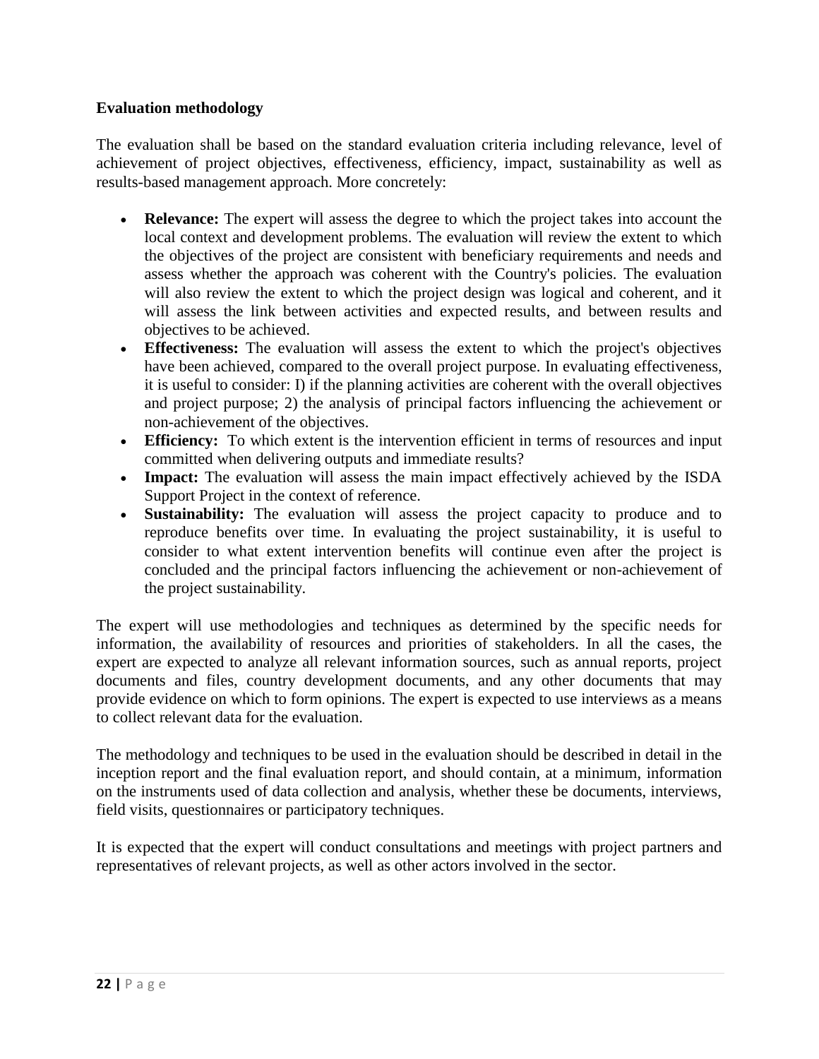**Evaluation methodology**

The evaluation shall be based on the standard evaluation criteria including relevance, level of achievement of project objectives, effectiveness, efficiency, impact, sustainability as well as results-based management approach. More concretely:

- **Relevance:** The expert will assess the degree to which the project takes into account the local context and development problems. The evaluation will review the extent to which the objectives of the project are consistent with beneficiary requirements and needs and assess whether the approach was coherent with the Country's policies. The evaluation will also review the extent to which the project design was logical and coherent, and it will assess the link between activities and expected results, and between results and objectives to be achieved.
- **Effectiveness:** The evaluation will assess the extent to which the project's objectives have been achieved, compared to the overall project purpose. In evaluating effectiveness, it is useful to consider: I) if the planning activities are coherent with the overall objectives and project purpose; 2) the analysis of principal factors influencing the achievement or non-achievement of the objectives.
- **Efficiency:** To which extent is the intervention efficient in terms of resources and input committed when delivering outputs and immediate results?
- **Impact:** The evaluation will assess the main impact effectively achieved by the ISDA Support Project in the context of reference.
- **Sustainability:** The evaluation will assess the project capacity to produce and to reproduce benefits over time. In evaluating the project sustainability, it is useful to consider to what extent intervention benefits will continue even after the project is concluded and the principal factors influencing the achievement or non-achievement of the project sustainability.

The expert will use methodologies and techniques as determined by the specific needs for information, the availability of resources and priorities of stakeholders. In all the cases, the expert are expected to analyze all relevant information sources, such as annual reports, project documents and files, country development documents, and any other documents that may provide evidence on which to form opinions. The expert is expected to use interviews as a means to collect relevant data for the evaluation.

The methodology and techniques to be used in the evaluation should be described in detail in the inception report and the final evaluation report, and should contain, at a minimum, information on the instruments used of data collection and analysis, whether these be documents, interviews, field visits, questionnaires or participatory techniques.

It is expected that the expert will conduct consultations and meetings with project partners and representatives of relevant projects, as well as other actors involved in the sector.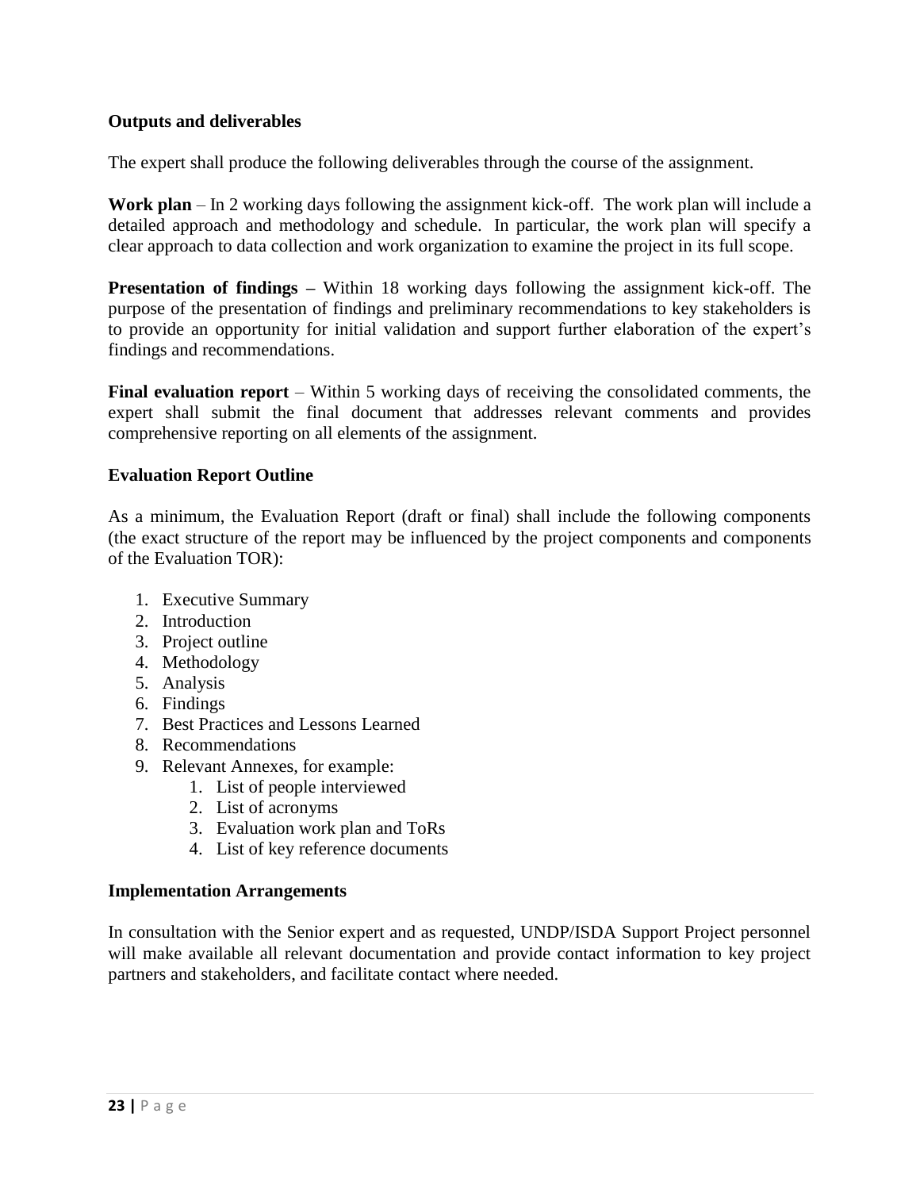**Outputs and deliverables**

The expert shall produce the following deliverables through the course of the assignment.

**Work plan** – In 2 working days following the assignment kick-off. The work plan will include a detailed approach and methodology and schedule. In particular, the work plan will specify a clear approach to data collection and work organization to examine the project in its full scope.

**Presentation of findings –** Within 18 working days following the assignment kick-off. The purpose of the presentation of findings and preliminary recommendations to key stakeholders is to provide an opportunity for initial validation and support further elaboration of the expert's findings and recommendations.

**Final evaluation report** – Within 5 working days of receiving the consolidated comments, the expert shall submit the final document that addresses relevant comments and provides comprehensive reporting on all elements of the assignment.

**Evaluation Report Outline**

As a minimum, the Evaluation Report (draft or final) shall include the following components (the exact structure of the report may be influenced by the project components and components of the Evaluation TOR):

1. Executive Summary
2. Introduction
3. Project outline
4. Methodology
5. Analysis
6. Findings
7. Best Practices and Lessons Learned
8. Recommendations
9. Relevant Annexes, for example:
    1. List of people interviewed
    2. List of acronyms
    3. Evaluation work plan and ToRs
    4. List of key reference documents

**Implementation Arrangements**

In consultation with the Senior expert and as requested, UNDP/ISDA Support Project personnel will make available all relevant documentation and provide contact information to key project partners and stakeholders, and facilitate contact where needed.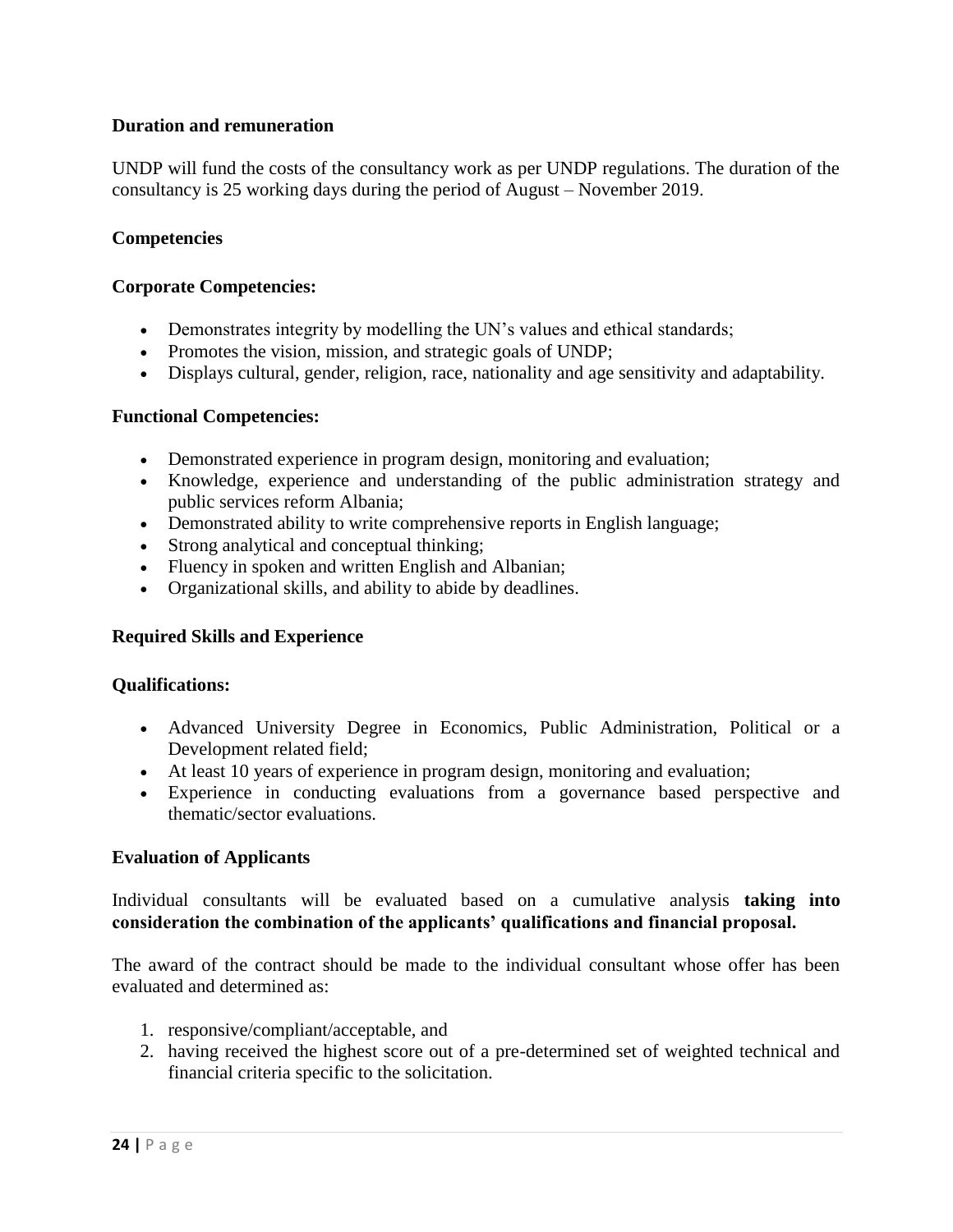**Duration and remuneration**

UNDP will fund the costs of the consultancy work as per UNDP regulations. The duration of the consultancy is 25 working days during the period of August – November 2019.

**Competencies**

**Corporate Competencies:**

- Demonstrates integrity by modelling the UN's values and ethical standards;
- Promotes the vision, mission, and strategic goals of UNDP;
- Displays cultural, gender, religion, race, nationality and age sensitivity and adaptability.

**Functional Competencies:**

- Demonstrated experience in program design, monitoring and evaluation;
- Knowledge, experience and understanding of the public administration strategy and public services reform Albania;
- Demonstrated ability to write comprehensive reports in English language;
- Strong analytical and conceptual thinking;
- Fluency in spoken and written English and Albanian;
- Organizational skills, and ability to abide by deadlines.

**Required Skills and Experience**

**Qualifications:**

- Advanced University Degree in Economics, Public Administration, Political or a Development related field;
- At least 10 years of experience in program design, monitoring and evaluation;
- Experience in conducting evaluations from a governance based perspective and thematic/sector evaluations.

**Evaluation of Applicants**

Individual consultants will be evaluated based on a cumulative analysis **taking into consideration the combination of the applicants' qualifications and financial proposal.**

The award of the contract should be made to the individual consultant whose offer has been evaluated and determined as:

1. responsive/compliant/acceptable, and
2. having received the highest score out of a pre-determined set of weighted technical and financial criteria specific to the solicitation.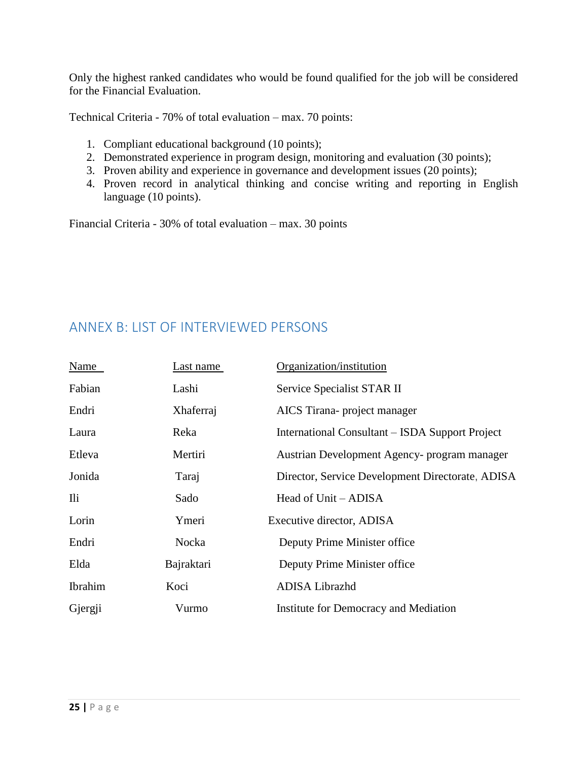Only the highest ranked candidates who would be found qualified for the job will be considered for the Financial Evaluation.

Technical Criteria - 70% of total evaluation – max. 70 points:

1. Compliant educational background (10 points);
2. Demonstrated experience in program design, monitoring and evaluation (30 points);
3. Proven ability and experience in governance and development issues (20 points);
4. Proven record in analytical thinking and concise writing and reporting in English language (10 points).

Financial Criteria - 30% of total evaluation – max. 30 points

## ANNEX B: LIST OF INTERVIEWED PERSONS

| Name | Last name | Organization/institution |
|---|---|---|
| Fabian | Lashi | Service Specialist STAR II |
| Endri | Xhaferraj | AICS Tirana- project manager |
| Laura | Reka | International Consultant – ISDA Support Project |
| Etleva | Mertiri | Austrian Development Agency- program manager |
| Jonida | Taraj | Director, Service Development Directorate, ADISA |
| Ili | Sado | Head of Unit – ADISA |
| Lorin | Ymeri | Executive director, ADISA |
| Endri | Nocka | Deputy Prime Minister office |
| Elda | Bajraktari | Deputy Prime Minister office |
| Ibrahim | Koci | ADISA Librazhd |
| Gjergji | Vurmo | Institute for Democracy and Mediation |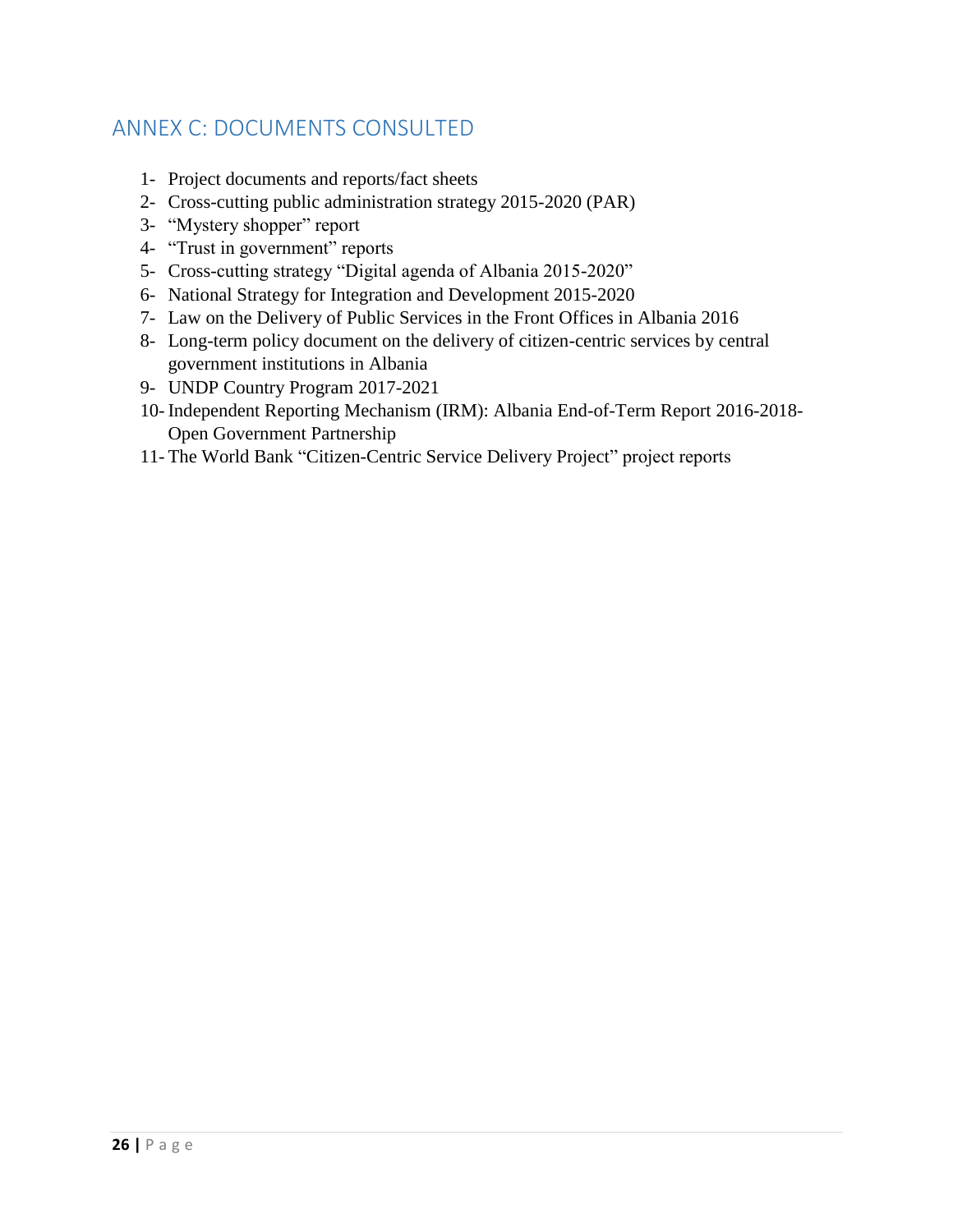## ANNEX C: DOCUMENTS CONSULTED

1- Project documents and reports/fact sheets
2- Cross-cutting public administration strategy 2015-2020 (PAR)
3- "Mystery shopper" report
4- "Trust in government" reports
5- Cross-cutting strategy "Digital agenda of Albania 2015-2020"
6- National Strategy for Integration and Development 2015-2020
7- Law on the Delivery of Public Services in the Front Offices in Albania 2016
8- Long-term policy document on the delivery of citizen-centric services by central government institutions in Albania
9- UNDP Country Program 2017-2021
10- Independent Reporting Mechanism (IRM): Albania End-of-Term Report 2016-2018-Open Government Partnership
11- The World Bank "Citizen-Centric Service Delivery Project" project reports